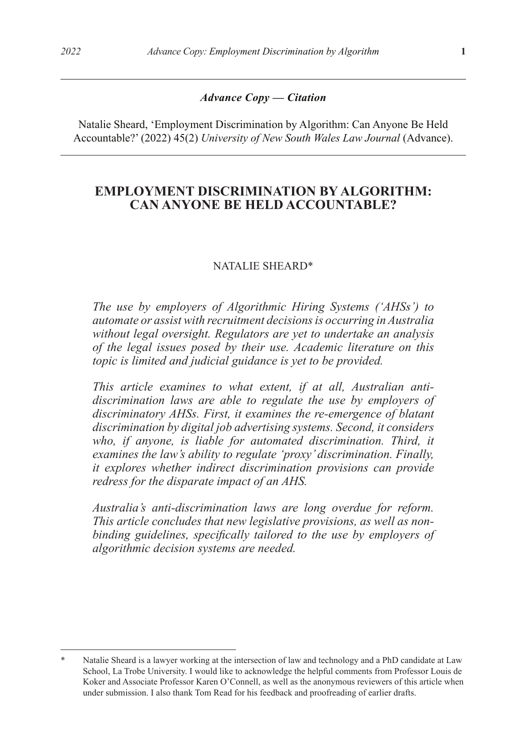***Advance Copy — Citation***

Natalie Sheard, 'Employment Discrimination by Algorithm: Can Anyone Be Held Accountable?' (2022) 45(2) *University of New South Wales Law Journal* (Advance).

# EMPLOYMENT DISCRIMINATION BY ALGORITHM: CAN ANYONE BE HELD ACCOUNTABLE?

NATALIE SHEARD*

*The use by employers of Algorithmic Hiring Systems ('AHSs') to automate or assist with recruitment decisions is occurring in Australia without legal oversight. Regulators are yet to undertake an analysis of the legal issues posed by their use. Academic literature on this topic is limited and judicial guidance is yet to be provided.*

*This article examines to what extent, if at all, Australian anti-discrimination laws are able to regulate the use by employers of discriminatory AHSs. First, it examines the re-emergence of blatant discrimination by digital job advertising systems. Second, it considers who, if anyone, is liable for automated discrimination. Third, it examines the law's ability to regulate 'proxy' discrimination. Finally, it explores whether indirect discrimination provisions can provide redress for the disparate impact of an AHS.*

*Australia's anti-discrimination laws are long overdue for reform. This article concludes that new legislative provisions, as well as non-binding guidelines, specifically tailored to the use by employers of algorithmic decision systems are needed.*

---

\* Natalie Sheard is a lawyer working at the intersection of law and technology and a PhD candidate at Law School, La Trobe University. I would like to acknowledge the helpful comments from Professor Louis de Koker and Associate Professor Karen O'Connell, as well as the anonymous reviewers of this article when under submission. I also thank Tom Read for his feedback and proofreading of earlier drafts.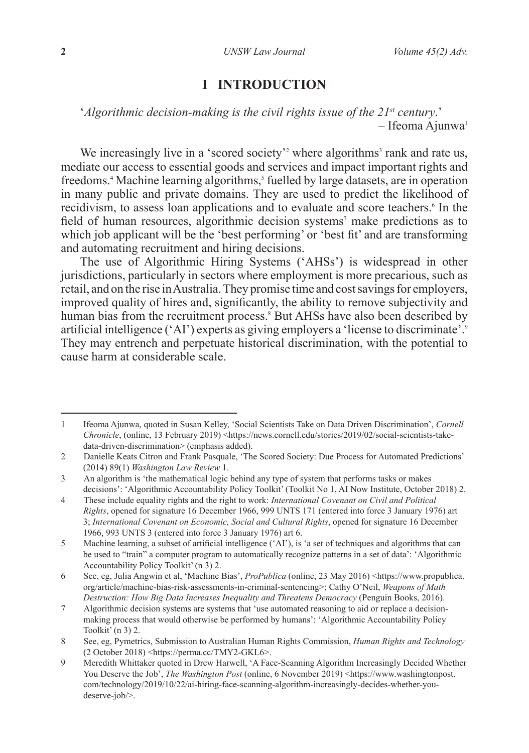## I INTRODUCTION

'*Algorithmic decision-making is the civil rights issue of the 21st century*.'
– Ifeoma Ajunwa[1]

We increasingly live in a 'scored society'[2] where algorithms[3] rank and rate us, mediate our access to essential goods and services and impact important rights and freedoms.[4] Machine learning algorithms,[5] fuelled by large datasets, are in operation in many public and private domains. They are used to predict the likelihood of recidivism, to assess loan applications and to evaluate and score teachers.[6] In the field of human resources, algorithmic decision systems[7] make predictions as to which job applicant will be the 'best performing' or 'best fit' and are transforming and automating recruitment and hiring decisions.

The use of Algorithmic Hiring Systems ('AHSs') is widespread in other jurisdictions, particularly in sectors where employment is more precarious, such as retail, and on the rise in Australia. They promise time and cost savings for employers, improved quality of hires and, significantly, the ability to remove subjectivity and human bias from the recruitment process.[8] But AHSs have also been described by artificial intelligence ('AI') experts as giving employers a 'license to discriminate'.[9] They may entrench and perpetuate historical discrimination, with the potential to cause harm at considerable scale.

---

1 Ifeoma Ajunwa, quoted in Susan Kelley, 'Social Scientists Take on Data Driven Discrimination', *Cornell Chronicle*, (online, 13 February 2019) <https://news.cornell.edu/stories/2019/02/social-scientists-take-data-driven-discrimination> (emphasis added).

2 Danielle Keats Citron and Frank Pasquale, 'The Scored Society: Due Process for Automated Predictions' (2014) 89(1) *Washington Law Review* 1.

3 An algorithm is 'the mathematical logic behind any type of system that performs tasks or makes decisions': 'Algorithmic Accountability Policy Toolkit' (Toolkit No 1, AI Now Institute, October 2018) 2.

4 These include equality rights and the right to work: *International Covenant on Civil and Political Rights*, opened for signature 16 December 1966, 999 UNTS 171 (entered into force 3 January 1976) art 3; *International Covenant on Economic, Social and Cultural Rights*, opened for signature 16 December 1966, 993 UNTS 3 (entered into force 3 January 1976) art 6.

5 Machine learning, a subset of artificial intelligence ('AI'), is 'a set of techniques and algorithms that can be used to "train" a computer program to automatically recognize patterns in a set of data': 'Algorithmic Accountability Policy Toolkit' (n 3) 2.

6 See, eg, Julia Angwin et al, 'Machine Bias', *ProPublica* (online, 23 May 2016) <https://www.propublica.org/article/machine-bias-risk-assessments-in-criminal-sentencing>; Cathy O'Neil, *Weapons of Math Destruction: How Big Data Increases Inequality and Threatens Democracy* (Penguin Books, 2016).

7 Algorithmic decision systems are systems that 'use automated reasoning to aid or replace a decision-making process that would otherwise be performed by humans': 'Algorithmic Accountability Policy Toolkit' (n 3) 2.

8 See, eg, Pymetrics, Submission to Australian Human Rights Commission, *Human Rights and Technology* (2 October 2018) <https://perma.cc/TMY2-GKL6>.

9 Meredith Whittaker quoted in Drew Harwell, 'A Face-Scanning Algorithm Increasingly Decided Whether You Deserve the Job', *The Washington Post* (online, 6 November 2019) <https://www.washingtonpost.com/technology/2019/10/22/ai-hiring-face-scanning-algorithm-increasingly-decides-whether-you-deserve-job/>.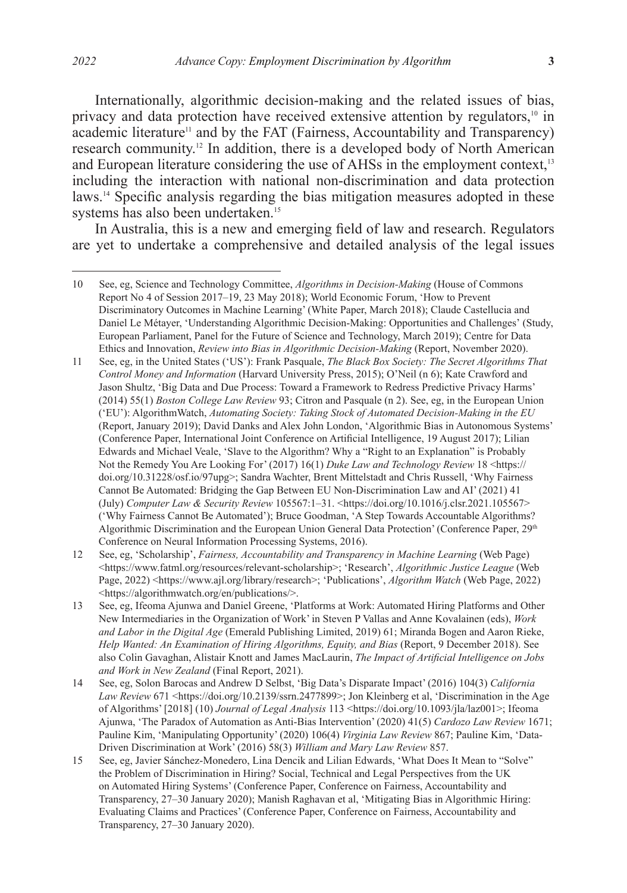Internationally, algorithmic decision-making and the related issues of bias, privacy and data protection have received extensive attention by regulators,[10] in academic literature[11] and by the FAT (Fairness, Accountability and Transparency) research community.[12] In addition, there is a developed body of North American and European literature considering the use of AHSs in the employment context,[13] including the interaction with national non-discrimination and data protection laws.[14] Specific analysis regarding the bias mitigation measures adopted in these systems has also been undertaken.[15]

In Australia, this is a new and emerging field of law and research. Regulators are yet to undertake a comprehensive and detailed analysis of the legal issues

---

10 See, eg, Science and Technology Committee, *Algorithms in Decision-Making* (House of Commons Report No 4 of Session 2017–19, 23 May 2018); World Economic Forum, 'How to Prevent Discriminatory Outcomes in Machine Learning' (White Paper, March 2018); Claude Castellucia and Daniel Le Métayer, 'Understanding Algorithmic Decision-Making: Opportunities and Challenges' (Study, European Parliament, Panel for the Future of Science and Technology, March 2019); Centre for Data Ethics and Innovation, *Review into Bias in Algorithmic Decision-Making* (Report, November 2020).

11 See, eg, in the United States ('US'): Frank Pasquale, *The Black Box Society: The Secret Algorithms That Control Money and Information* (Harvard University Press, 2015); O'Neil (n 6); Kate Crawford and Jason Shultz, 'Big Data and Due Process: Toward a Framework to Redress Predictive Privacy Harms' (2014) 55(1) *Boston College Law Review* 93; Citron and Pasquale (n 2). See, eg, in the European Union ('EU'): AlgorithmWatch, *Automating Society: Taking Stock of Automated Decision-Making in the EU* (Report, January 2019); David Danks and Alex John London, 'Algorithmic Bias in Autonomous Systems' (Conference Paper, International Joint Conference on Artificial Intelligence, 19 August 2017); Lilian Edwards and Michael Veale, 'Slave to the Algorithm? Why a "Right to an Explanation" is Probably Not the Remedy You Are Looking For' (2017) 16(1) *Duke Law and Technology Review* 18 <https://doi.org/10.31228/osf.io/97upg>; Sandra Wachter, Brent Mittelstadt and Chris Russell, 'Why Fairness Cannot Be Automated: Bridging the Gap Between EU Non-Discrimination Law and AI' (2021) 41 (July) *Computer Law & Security Review* 105567:1–31. <https://doi.org/10.1016/j.clsr.2021.105567> ('Why Fairness Cannot Be Automated'); Bruce Goodman, 'A Step Towards Accountable Algorithms? Algorithmic Discrimination and the European Union General Data Protection' (Conference Paper, 29th Conference on Neural Information Processing Systems, 2016).

12 See, eg, 'Scholarship', *Fairness, Accountability and Transparency in Machine Learning* (Web Page) <https://www.fatml.org/resources/relevant-scholarship>; 'Research', *Algorithmic Justice League* (Web Page, 2022) <https://www.ajl.org/library/research>; 'Publications', *Algorithm Watch* (Web Page, 2022) <https://algorithmwatch.org/en/publications/>.

13 See, eg, Ifeoma Ajunwa and Daniel Greene, 'Platforms at Work: Automated Hiring Platforms and Other New Intermediaries in the Organization of Work' in Steven P Vallas and Anne Kovalainen (eds), *Work and Labor in the Digital Age* (Emerald Publishing Limited, 2019) 61; Miranda Bogen and Aaron Rieke, *Help Wanted: An Examination of Hiring Algorithms, Equity, and Bias* (Report, 9 December 2018). See also Colin Gavaghan, Alistair Knott and James MacLaurin, *The Impact of Artificial Intelligence on Jobs and Work in New Zealand* (Final Report, 2021).

14 See, eg, Solon Barocas and Andrew D Selbst, 'Big Data's Disparate Impact' (2016) 104(3) *California Law Review* 671 <https://doi.org/10.2139/ssrn.2477899>; Jon Kleinberg et al, 'Discrimination in the Age of Algorithms' [2018] (10) *Journal of Legal Analysis* 113 <https://doi.org/10.1093/jla/laz001>; Ifeoma Ajunwa, 'The Paradox of Automation as Anti-Bias Intervention' (2020) 41(5) *Cardozo Law Review* 1671; Pauline Kim, 'Manipulating Opportunity' (2020) 106(4) *Virginia Law Review* 867; Pauline Kim, 'Data-Driven Discrimination at Work' (2016) 58(3) *William and Mary Law Review* 857.

15 See, eg, Javier Sánchez-Monedero, Lina Dencik and Lilian Edwards, 'What Does It Mean to "Solve" the Problem of Discrimination in Hiring? Social, Technical and Legal Perspectives from the UK on Automated Hiring Systems' (Conference Paper, Conference on Fairness, Accountability and Transparency, 27–30 January 2020); Manish Raghavan et al, 'Mitigating Bias in Algorithmic Hiring: Evaluating Claims and Practices' (Conference Paper, Conference on Fairness, Accountability and Transparency, 27–30 January 2020).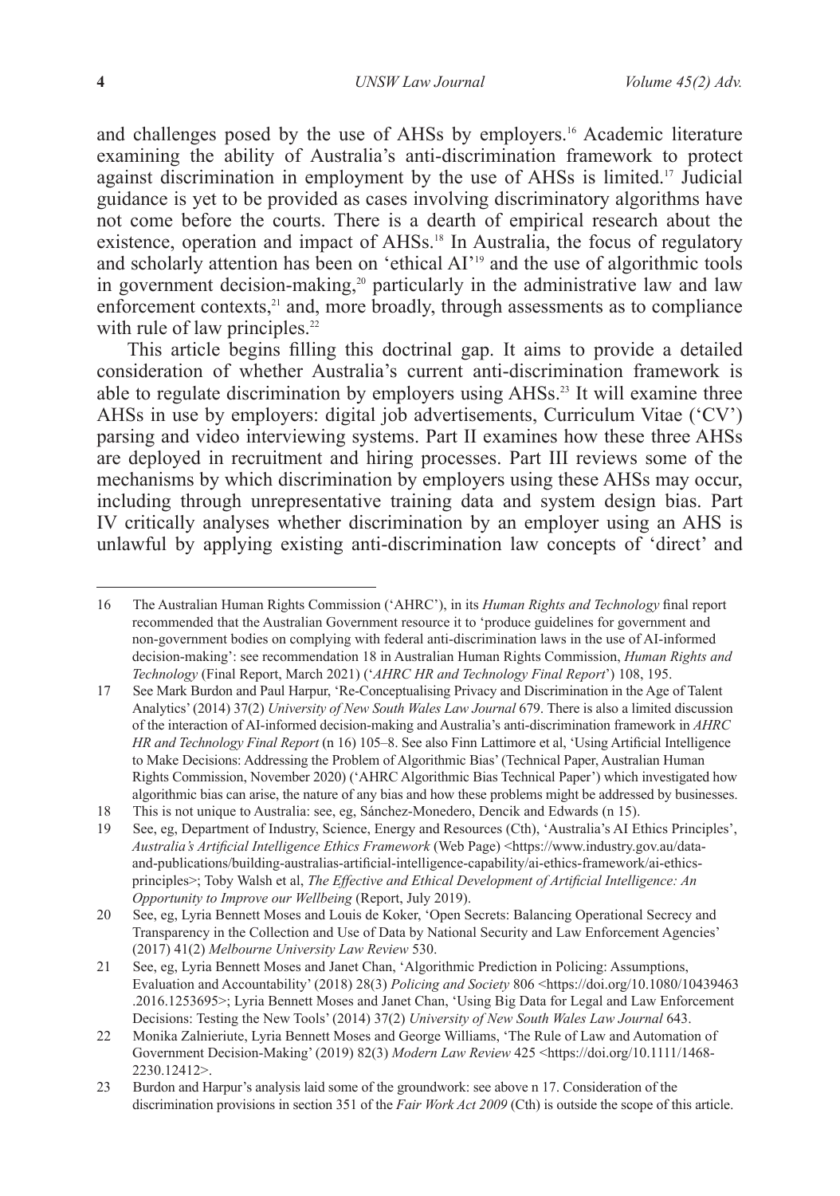and challenges posed by the use of AHSs by employers.[16] Academic literature examining the ability of Australia's anti-discrimination framework to protect against discrimination in employment by the use of AHSs is limited.[17] Judicial guidance is yet to be provided as cases involving discriminatory algorithms have not come before the courts. There is a dearth of empirical research about the existence, operation and impact of AHSs.[18] In Australia, the focus of regulatory and scholarly attention has been on 'ethical AI'[19] and the use of algorithmic tools in government decision-making,[20] particularly in the administrative law and law enforcement contexts,[21] and, more broadly, through assessments as to compliance with rule of law principles.[22]

This article begins filling this doctrinal gap. It aims to provide a detailed consideration of whether Australia's current anti-discrimination framework is able to regulate discrimination by employers using AHSs.[23] It will examine three AHSs in use by employers: digital job advertisements, Curriculum Vitae ('CV') parsing and video interviewing systems. Part II examines how these three AHSs are deployed in recruitment and hiring processes. Part III reviews some of the mechanisms by which discrimination by employers using these AHSs may occur, including through unrepresentative training data and system design bias. Part IV critically analyses whether discrimination by an employer using an AHS is unlawful by applying existing anti-discrimination law concepts of 'direct' and

---

16 The Australian Human Rights Commission ('AHRC'), in its *Human Rights and Technology* final report recommended that the Australian Government resource it to 'produce guidelines for government and non-government bodies on complying with federal anti-discrimination laws in the use of AI-informed decision-making': see recommendation 18 in Australian Human Rights Commission, *Human Rights and Technology* (Final Report, March 2021) ('*AHRC HR and Technology Final Report*') 108, 195.

17 See Mark Burdon and Paul Harpur, 'Re-Conceptualising Privacy and Discrimination in the Age of Talent Analytics' (2014) 37(2) *University of New South Wales Law Journal* 679. There is also a limited discussion of the interaction of AI-informed decision-making and Australia's anti-discrimination framework in *AHRC HR and Technology Final Report* (n 16) 105–8. See also Finn Lattimore et al, 'Using Artificial Intelligence to Make Decisions: Addressing the Problem of Algorithmic Bias' (Technical Paper, Australian Human Rights Commission, November 2020) ('AHRC Algorithmic Bias Technical Paper') which investigated how algorithmic bias can arise, the nature of any bias and how these problems might be addressed by businesses.

18 This is not unique to Australia: see, eg, Sánchez-Monedero, Dencik and Edwards (n 15).

19 See, eg, Department of Industry, Science, Energy and Resources (Cth), 'Australia's AI Ethics Principles', *Australia's Artificial Intelligence Ethics Framework* (Web Page) <https://www.industry.gov.au/data-and-publications/building-australias-artificial-intelligence-capability/ai-ethics-framework/ai-ethics-principles>; Toby Walsh et al, *The Effective and Ethical Development of Artificial Intelligence: An Opportunity to Improve our Wellbeing* (Report, July 2019).

20 See, eg, Lyria Bennett Moses and Louis de Koker, 'Open Secrets: Balancing Operational Secrecy and Transparency in the Collection and Use of Data by National Security and Law Enforcement Agencies' (2017) 41(2) *Melbourne University Law Review* 530.

21 See, eg, Lyria Bennett Moses and Janet Chan, 'Algorithmic Prediction in Policing: Assumptions, Evaluation and Accountability' (2018) 28(3) *Policing and Society* 806 <https://doi.org/10.1080/10439463.2016.1253695>; Lyria Bennett Moses and Janet Chan, 'Using Big Data for Legal and Law Enforcement Decisions: Testing the New Tools' (2014) 37(2) *University of New South Wales Law Journal* 643.

22 Monika Zalnieriute, Lyria Bennett Moses and George Williams, 'The Rule of Law and Automation of Government Decision-Making' (2019) 82(3) *Modern Law Review* 425 <https://doi.org/10.1111/1468-2230.12412>.

23 Burdon and Harpur's analysis laid some of the groundwork: see above n 17. Consideration of the discrimination provisions in section 351 of the *Fair Work Act 2009* (Cth) is outside the scope of this article.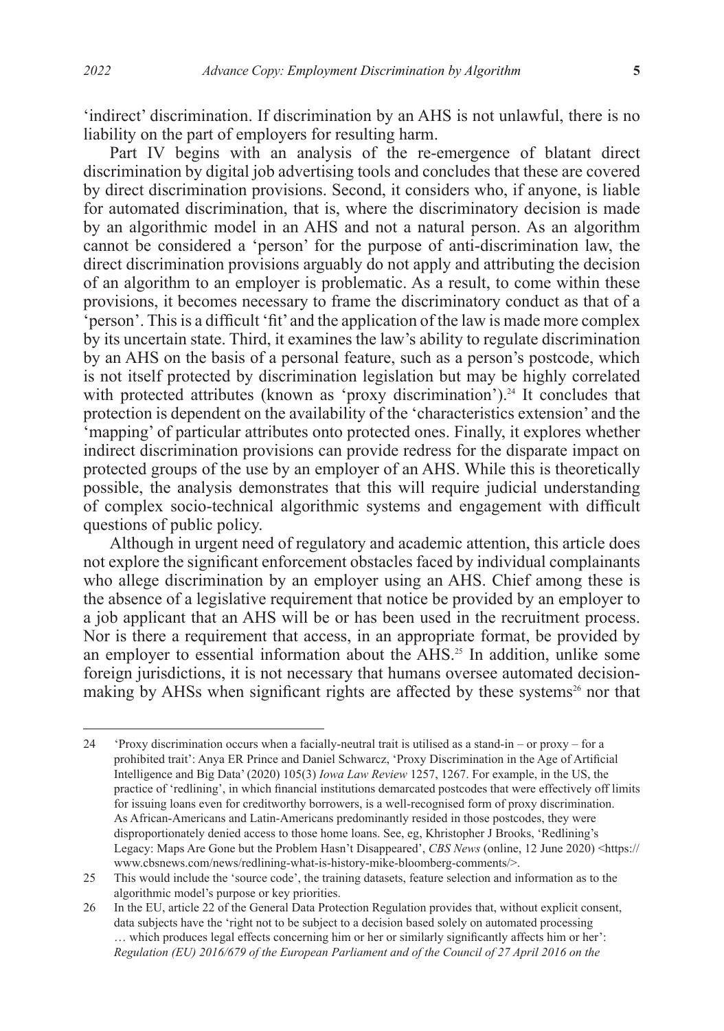'indirect' discrimination. If discrimination by an AHS is not unlawful, there is no liability on the part of employers for resulting harm.

Part IV begins with an analysis of the re-emergence of blatant direct discrimination by digital job advertising tools and concludes that these are covered by direct discrimination provisions. Second, it considers who, if anyone, is liable for automated discrimination, that is, where the discriminatory decision is made by an algorithmic model in an AHS and not a natural person. As an algorithm cannot be considered a 'person' for the purpose of anti-discrimination law, the direct discrimination provisions arguably do not apply and attributing the decision of an algorithm to an employer is problematic. As a result, to come within these provisions, it becomes necessary to frame the discriminatory conduct as that of a 'person'. This is a difficult 'fit' and the application of the law is made more complex by its uncertain state. Third, it examines the law's ability to regulate discrimination by an AHS on the basis of a personal feature, such as a person's postcode, which is not itself protected by discrimination legislation but may be highly correlated with protected attributes (known as 'proxy discrimination').[24] It concludes that protection is dependent on the availability of the 'characteristics extension' and the 'mapping' of particular attributes onto protected ones. Finally, it explores whether indirect discrimination provisions can provide redress for the disparate impact on protected groups of the use by an employer of an AHS. While this is theoretically possible, the analysis demonstrates that this will require judicial understanding of complex socio-technical algorithmic systems and engagement with difficult questions of public policy.

Although in urgent need of regulatory and academic attention, this article does not explore the significant enforcement obstacles faced by individual complainants who allege discrimination by an employer using an AHS. Chief among these is the absence of a legislative requirement that notice be provided by an employer to a job applicant that an AHS will be or has been used in the recruitment process. Nor is there a requirement that access, in an appropriate format, be provided by an employer to essential information about the AHS.[25] In addition, unlike some foreign jurisdictions, it is not necessary that humans oversee automated decision-making by AHSs when significant rights are affected by these systems[26] nor that

---

24 'Proxy discrimination occurs when a facially-neutral trait is utilised as a stand-in – or proxy – for a prohibited trait': Anya ER Prince and Daniel Schwarcz, 'Proxy Discrimination in the Age of Artificial Intelligence and Big Data' (2020) 105(3) *Iowa Law Review* 1257, 1267. For example, in the US, the practice of 'redlining', in which financial institutions demarcated postcodes that were effectively off limits for issuing loans even for creditworthy borrowers, is a well-recognised form of proxy discrimination. As African-Americans and Latin-Americans predominantly resided in those postcodes, they were disproportionately denied access to those home loans. See, eg, Khristopher J Brooks, 'Redlining's Legacy: Maps Are Gone but the Problem Hasn't Disappeared', *CBS News* (online, 12 June 2020) <https://www.cbsnews.com/news/redlining-what-is-history-mike-bloomberg-comments/>.

25 This would include the 'source code', the training datasets, feature selection and information as to the algorithmic model's purpose or key priorities.

26 In the EU, article 22 of the General Data Protection Regulation provides that, without explicit consent, data subjects have the 'right not to be subject to a decision based solely on automated processing … which produces legal effects concerning him or her or similarly significantly affects him or her': *Regulation (EU) 2016/679 of the European Parliament and of the Council of 27 April 2016 on the*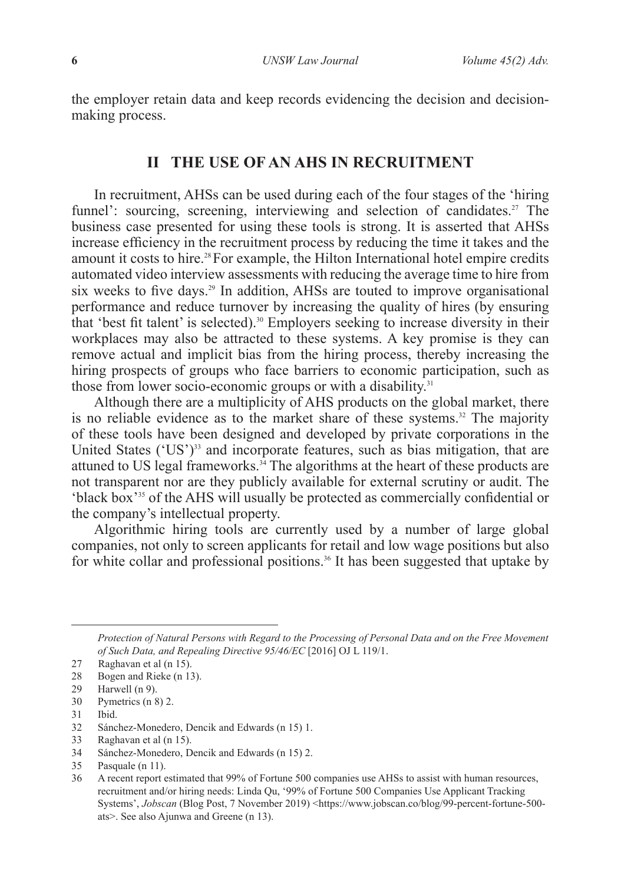the employer retain data and keep records evidencing the decision and decision-making process.

## II THE USE OF AN AHS IN RECRUITMENT

In recruitment, AHSs can be used during each of the four stages of the 'hiring funnel': sourcing, screening, interviewing and selection of candidates.[27] The business case presented for using these tools is strong. It is asserted that AHSs increase efficiency in the recruitment process by reducing the time it takes and the amount it costs to hire.[28] For example, the Hilton International hotel empire credits automated video interview assessments with reducing the average time to hire from six weeks to five days.[29] In addition, AHSs are touted to improve organisational performance and reduce turnover by increasing the quality of hires (by ensuring that 'best fit talent' is selected).[30] Employers seeking to increase diversity in their workplaces may also be attracted to these systems. A key promise is they can remove actual and implicit bias from the hiring process, thereby increasing the hiring prospects of groups who face barriers to economic participation, such as those from lower socio-economic groups or with a disability.[31]

Although there are a multiplicity of AHS products on the global market, there is no reliable evidence as to the market share of these systems.[32] The majority of these tools have been designed and developed by private corporations in the United States ('US')[33] and incorporate features, such as bias mitigation, that are attuned to US legal frameworks.[34] The algorithms at the heart of these products are not transparent nor are they publicly available for external scrutiny or audit. The 'black box'[35] of the AHS will usually be protected as commercially confidential or the company's intellectual property.

Algorithmic hiring tools are currently used by a number of large global companies, not only to screen applicants for retail and low wage positions but also for white collar and professional positions.[36] It has been suggested that uptake by

---

*Protection of Natural Persons with Regard to the Processing of Personal Data and on the Free Movement of Such Data, and Repealing Directive 95/46/EC* [2016] OJ L 119/1.

27 Raghavan et al (n 15).

28 Bogen and Rieke (n 13).

29 Harwell (n 9).

30 Pymetrics (n 8) 2.

31 Ibid.

32 Sánchez-Monedero, Dencik and Edwards (n 15) 1.

33 Raghavan et al (n 15).

34 Sánchez-Monedero, Dencik and Edwards (n 15) 2.

35 Pasquale (n 11).

36 A recent report estimated that 99% of Fortune 500 companies use AHSs to assist with human resources, recruitment and/or hiring needs: Linda Qu, '99% of Fortune 500 Companies Use Applicant Tracking Systems', *Jobscan* (Blog Post, 7 November 2019) <https://www.jobscan.co/blog/99-percent-fortune-500-ats>. See also Ajunwa and Greene (n 13).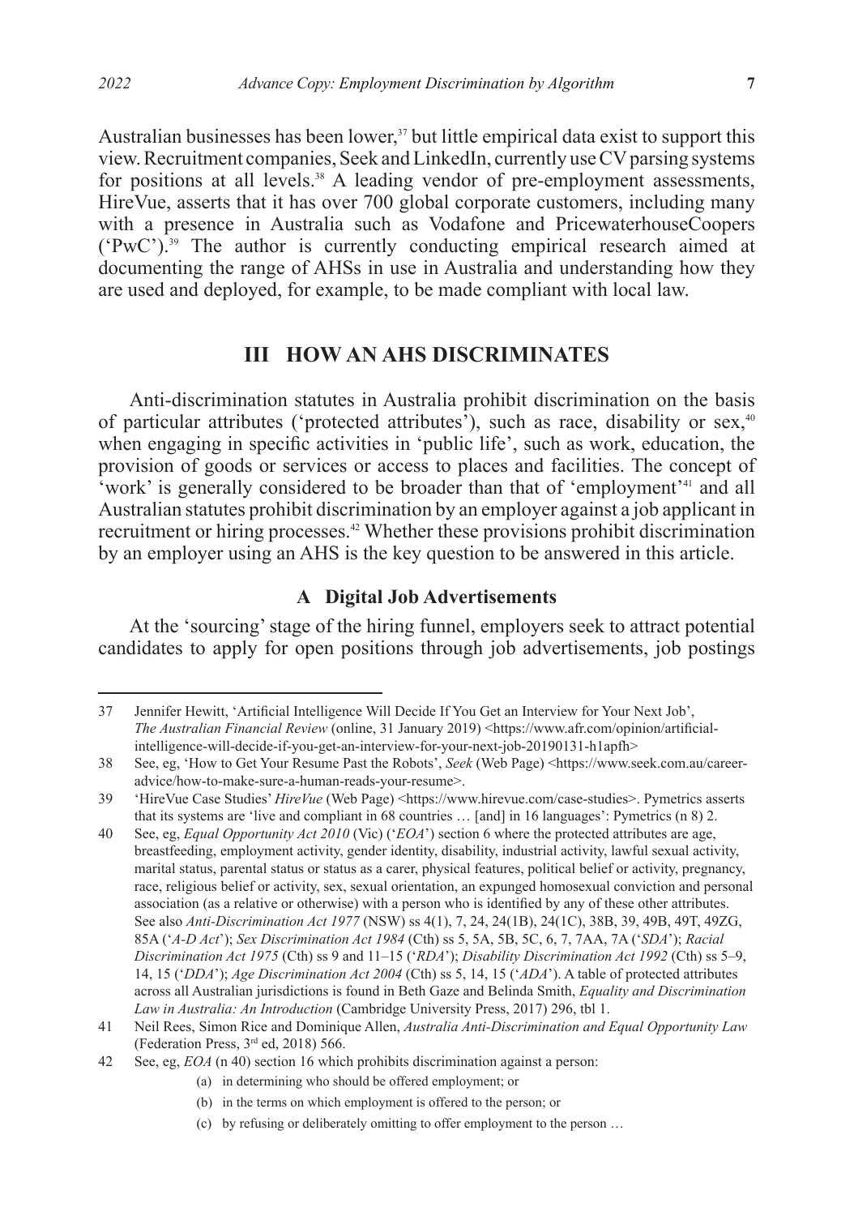Australian businesses has been lower,[37] but little empirical data exist to support this view. Recruitment companies, Seek and LinkedIn, currently use CV parsing systems for positions at all levels.[38] A leading vendor of pre-employment assessments, HireVue, asserts that it has over 700 global corporate customers, including many with a presence in Australia such as Vodafone and PricewaterhouseCoopers ('PwC').[39] The author is currently conducting empirical research aimed at documenting the range of AHSs in use in Australia and understanding how they are used and deployed, for example, to be made compliant with local law.

## III HOW AN AHS DISCRIMINATES

Anti-discrimination statutes in Australia prohibit discrimination on the basis of particular attributes ('protected attributes'), such as race, disability or sex,[40] when engaging in specific activities in 'public life', such as work, education, the provision of goods or services or access to places and facilities. The concept of 'work' is generally considered to be broader than that of 'employment'[41] and all Australian statutes prohibit discrimination by an employer against a job applicant in recruitment or hiring processes.[42] Whether these provisions prohibit discrimination by an employer using an AHS is the key question to be answered in this article.

### A Digital Job Advertisements

At the 'sourcing' stage of the hiring funnel, employers seek to attract potential candidates to apply for open positions through job advertisements, job postings

---

37 Jennifer Hewitt, 'Artificial Intelligence Will Decide If You Get an Interview for Your Next Job', *The Australian Financial Review* (online, 31 January 2019) <https://www.afr.com/opinion/artificial-intelligence-will-decide-if-you-get-an-interview-for-your-next-job-20190131-h1apfh>

38 See, eg, 'How to Get Your Resume Past the Robots', *Seek* (Web Page) <https://www.seek.com.au/career-advice/how-to-make-sure-a-human-reads-your-resume>.

39 'HireVue Case Studies' *HireVue* (Web Page) <https://www.hirevue.com/case-studies>. Pymetrics asserts that its systems are 'live and compliant in 68 countries … [and] in 16 languages': Pymetrics (n 8) 2.

40 See, eg, *Equal Opportunity Act 2010* (Vic) ('*EOA*') section 6 where the protected attributes are age, breastfeeding, employment activity, gender identity, disability, industrial activity, lawful sexual activity, marital status, parental status or status as a carer, physical features, political belief or activity, pregnancy, race, religious belief or activity, sex, sexual orientation, an expunged homosexual conviction and personal association (as a relative or otherwise) with a person who is identified by any of these other attributes. See also *Anti-Discrimination Act 1977* (NSW) ss 4(1), 7, 24, 24(1B), 24(1C), 38B, 39, 49B, 49T, 49ZG, 85A ('*A-D Act*'); *Sex Discrimination Act 1984* (Cth) ss 5, 5A, 5B, 5C, 6, 7, 7AA, 7A ('*SDA*'); *Racial Discrimination Act 1975* (Cth) ss 9 and 11–15 ('*RDA*'); *Disability Discrimination Act 1992* (Cth) ss 5–9, 14, 15 ('*DDA*'); *Age Discrimination Act 2004* (Cth) ss 5, 14, 15 ('*ADA*'). A table of protected attributes across all Australian jurisdictions is found in Beth Gaze and Belinda Smith, *Equality and Discrimination Law in Australia: An Introduction* (Cambridge University Press, 2017) 296, tbl 1.

41 Neil Rees, Simon Rice and Dominique Allen, *Australia Anti-Discrimination and Equal Opportunity Law* (Federation Press, 3rd ed, 2018) 566.

42 See, eg, *EOA* (n 40) section 16 which prohibits discrimination against a person:

(a) in determining who should be offered employment; or

(b) in the terms on which employment is offered to the person; or

(c) by refusing or deliberately omitting to offer employment to the person …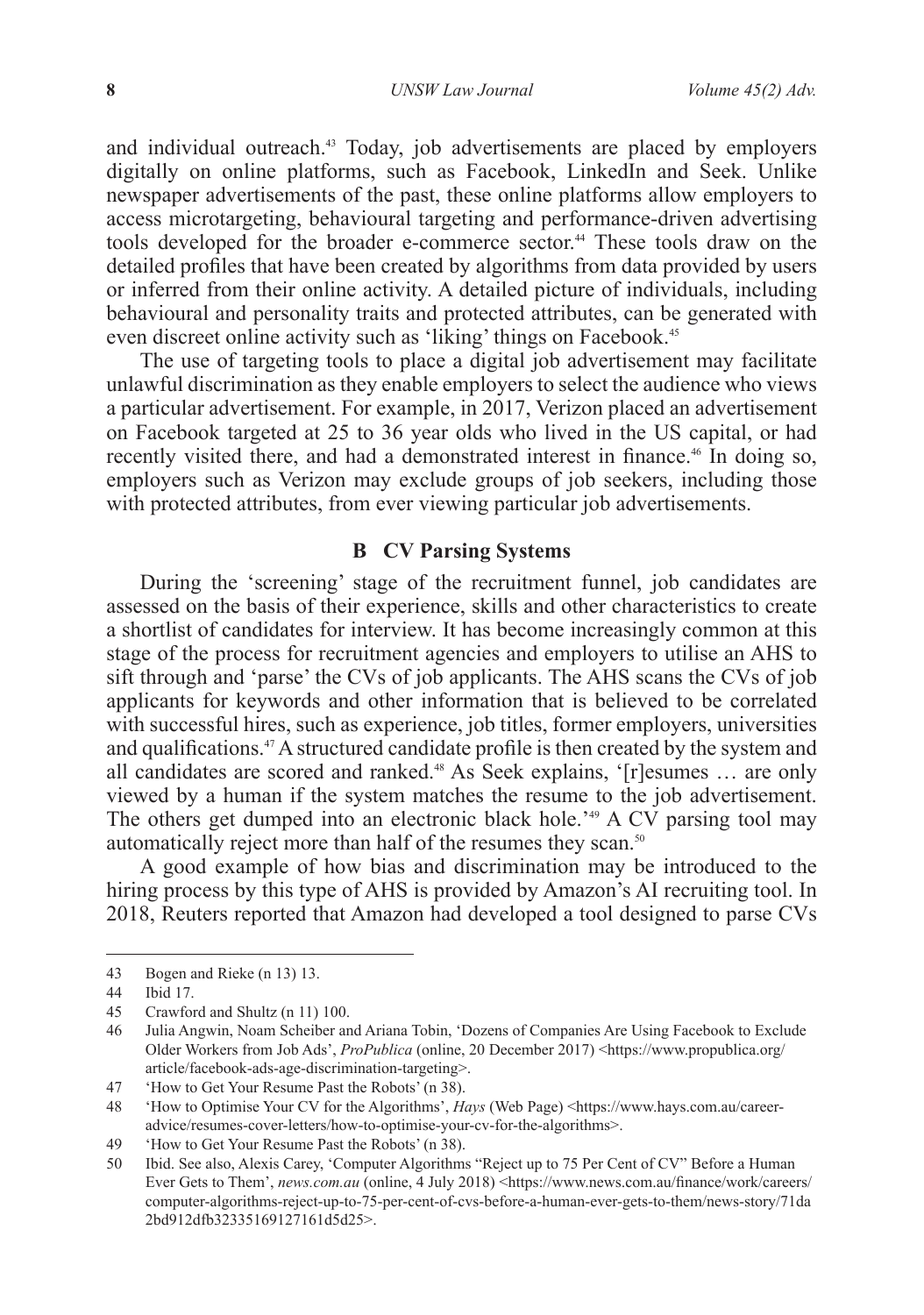and individual outreach.[43] Today, job advertisements are placed by employers digitally on online platforms, such as Facebook, LinkedIn and Seek. Unlike newspaper advertisements of the past, these online platforms allow employers to access microtargeting, behavioural targeting and performance-driven advertising tools developed for the broader e-commerce sector.[44] These tools draw on the detailed profiles that have been created by algorithms from data provided by users or inferred from their online activity. A detailed picture of individuals, including behavioural and personality traits and protected attributes, can be generated with even discreet online activity such as 'liking' things on Facebook.[45]

The use of targeting tools to place a digital job advertisement may facilitate unlawful discrimination as they enable employers to select the audience who views a particular advertisement. For example, in 2017, Verizon placed an advertisement on Facebook targeted at 25 to 36 year olds who lived in the US capital, or had recently visited there, and had a demonstrated interest in finance.[46] In doing so, employers such as Verizon may exclude groups of job seekers, including those with protected attributes, from ever viewing particular job advertisements.

### B CV Parsing Systems

During the 'screening' stage of the recruitment funnel, job candidates are assessed on the basis of their experience, skills and other characteristics to create a shortlist of candidates for interview. It has become increasingly common at this stage of the process for recruitment agencies and employers to utilise an AHS to sift through and 'parse' the CVs of job applicants. The AHS scans the CVs of job applicants for keywords and other information that is believed to be correlated with successful hires, such as experience, job titles, former employers, universities and qualifications.[47] A structured candidate profile is then created by the system and all candidates are scored and ranked.[48] As Seek explains, '[r]esumes … are only viewed by a human if the system matches the resume to the job advertisement. The others get dumped into an electronic black hole.'[49] A CV parsing tool may automatically reject more than half of the resumes they scan.[50]

A good example of how bias and discrimination may be introduced to the hiring process by this type of AHS is provided by Amazon's AI recruiting tool. In 2018, Reuters reported that Amazon had developed a tool designed to parse CVs

---

43 Bogen and Rieke (n 13) 13.

44 Ibid 17.

45 Crawford and Shultz (n 11) 100.

46 Julia Angwin, Noam Scheiber and Ariana Tobin, 'Dozens of Companies Are Using Facebook to Exclude Older Workers from Job Ads', *ProPublica* (online, 20 December 2017) <https://www.propublica.org/article/facebook-ads-age-discrimination-targeting>.

47 'How to Get Your Resume Past the Robots' (n 38).

48 'How to Optimise Your CV for the Algorithms', *Hays* (Web Page) <https://www.hays.com.au/career-advice/resumes-cover-letters/how-to-optimise-your-cv-for-the-algorithms>.

49 'How to Get Your Resume Past the Robots' (n 38).

50 Ibid. See also, Alexis Carey, 'Computer Algorithms "Reject up to 75 Per Cent of CV" Before a Human Ever Gets to Them', *news.com.au* (online, 4 July 2018) <https://www.news.com.au/finance/work/careers/computer-algorithms-reject-up-to-75-per-cent-of-cvs-before-a-human-ever-gets-to-them/news-story/71da2bd912dfb32335169127161d5d25>.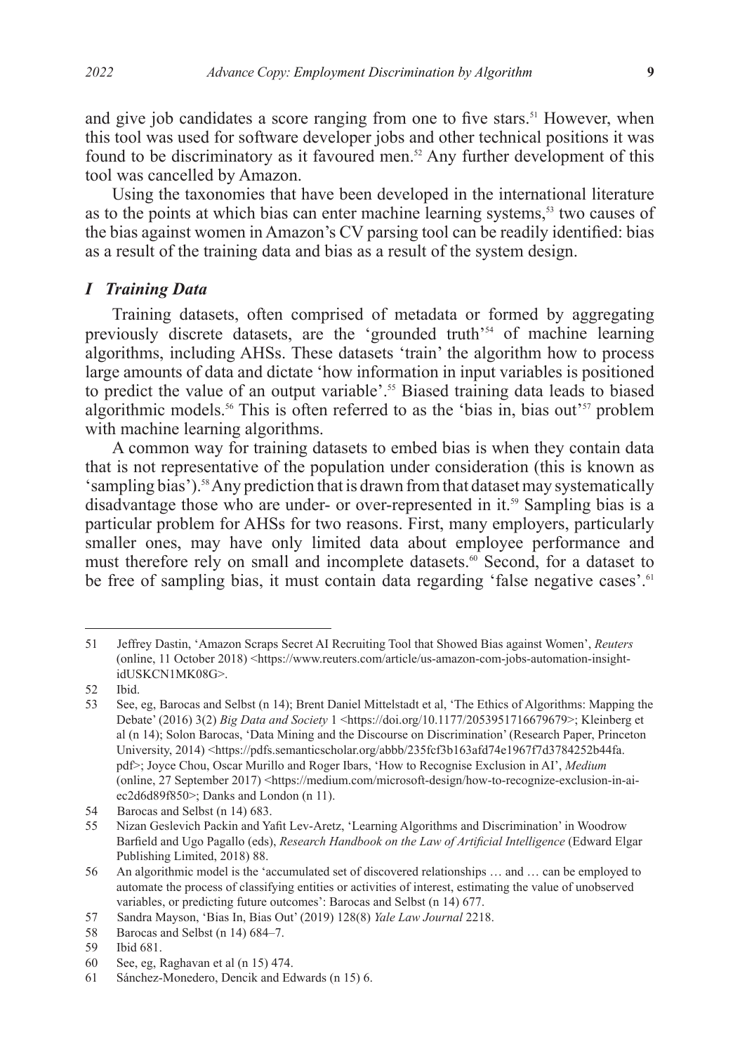and give job candidates a score ranging from one to five stars.[51] However, when this tool was used for software developer jobs and other technical positions it was found to be discriminatory as it favoured men.[52] Any further development of this tool was cancelled by Amazon.

Using the taxonomies that have been developed in the international literature as to the points at which bias can enter machine learning systems,[53] two causes of the bias against women in Amazon's CV parsing tool can be readily identified: bias as a result of the training data and bias as a result of the system design.

### *I Training Data*

Training datasets, often comprised of metadata or formed by aggregating previously discrete datasets, are the 'grounded truth'[54] of machine learning algorithms, including AHSs. These datasets 'train' the algorithm how to process large amounts of data and dictate 'how information in input variables is positioned to predict the value of an output variable'.[55] Biased training data leads to biased algorithmic models.[56] This is often referred to as the 'bias in, bias out'[57] problem with machine learning algorithms.

A common way for training datasets to embed bias is when they contain data that is not representative of the population under consideration (this is known as 'sampling bias').[58] Any prediction that is drawn from that dataset may systematically disadvantage those who are under- or over-represented in it.[59] Sampling bias is a particular problem for AHSs for two reasons. First, many employers, particularly smaller ones, may have only limited data about employee performance and must therefore rely on small and incomplete datasets.[60] Second, for a dataset to be free of sampling bias, it must contain data regarding 'false negative cases'.[61]

---

51 Jeffrey Dastin, 'Amazon Scraps Secret AI Recruiting Tool that Showed Bias against Women', *Reuters* (online, 11 October 2018) <https://www.reuters.com/article/us-amazon-com-jobs-automation-insight-idUSKCN1MK08G>.

52 Ibid.

53 See, eg, Barocas and Selbst (n 14); Brent Daniel Mittelstadt et al, 'The Ethics of Algorithms: Mapping the Debate' (2016) 3(2) *Big Data and Society* 1 <https://doi.org/10.1177/2053951716679679>; Kleinberg et al (n 14); Solon Barocas, 'Data Mining and the Discourse on Discrimination' (Research Paper, Princeton University, 2014) <https://pdfs.semanticscholar.org/abbb/235fcf3b163afd74e1967f7d3784252b44fa.pdf>; Joyce Chou, Oscar Murillo and Roger Ibars, 'How to Recognise Exclusion in AI', *Medium* (online, 27 September 2017) <https://medium.com/microsoft-design/how-to-recognize-exclusion-in-ai-ec2d6d89f850>; Danks and London (n 11).

54 Barocas and Selbst (n 14) 683.

55 Nizan Geslevich Packin and Yafit Lev-Aretz, 'Learning Algorithms and Discrimination' in Woodrow Barfield and Ugo Pagallo (eds), *Research Handbook on the Law of Artificial Intelligence* (Edward Elgar Publishing Limited, 2018) 88.

56 An algorithmic model is the 'accumulated set of discovered relationships … and … can be employed to automate the process of classifying entities or activities of interest, estimating the value of unobserved variables, or predicting future outcomes': Barocas and Selbst (n 14) 677.

57 Sandra Mayson, 'Bias In, Bias Out' (2019) 128(8) *Yale Law Journal* 2218.

58 Barocas and Selbst (n 14) 684–7.

59 Ibid 681.

60 See, eg, Raghavan et al (n 15) 474.

61 Sánchez-Monedero, Dencik and Edwards (n 15) 6.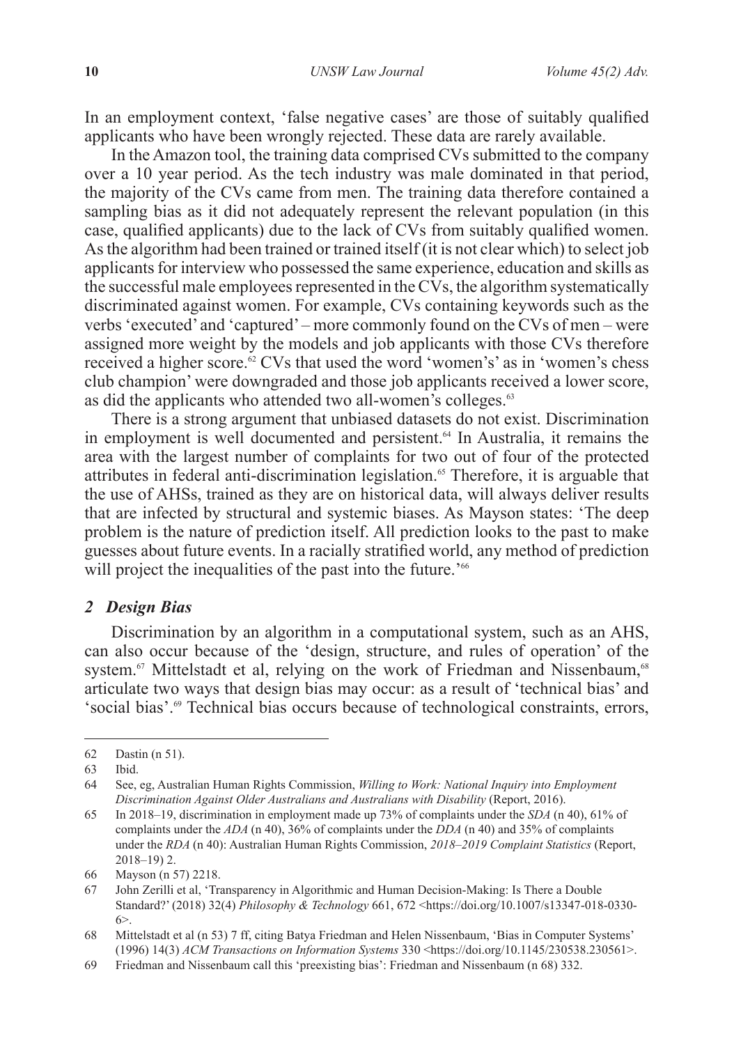In an employment context, 'false negative cases' are those of suitably qualified applicants who have been wrongly rejected. These data are rarely available.

In the Amazon tool, the training data comprised CVs submitted to the company over a 10 year period. As the tech industry was male dominated in that period, the majority of the CVs came from men. The training data therefore contained a sampling bias as it did not adequately represent the relevant population (in this case, qualified applicants) due to the lack of CVs from suitably qualified women. As the algorithm had been trained or trained itself (it is not clear which) to select job applicants for interview who possessed the same experience, education and skills as the successful male employees represented in the CVs, the algorithm systematically discriminated against women. For example, CVs containing keywords such as the verbs 'executed' and 'captured' – more commonly found on the CVs of men – were assigned more weight by the models and job applicants with those CVs therefore received a higher score.[62] CVs that used the word 'women's' as in 'women's chess club champion' were downgraded and those job applicants received a lower score, as did the applicants who attended two all-women's colleges.[63]

There is a strong argument that unbiased datasets do not exist. Discrimination in employment is well documented and persistent.[64] In Australia, it remains the area with the largest number of complaints for two out of four of the protected attributes in federal anti-discrimination legislation.[65] Therefore, it is arguable that the use of AHSs, trained as they are on historical data, will always deliver results that are infected by structural and systemic biases. As Mayson states: 'The deep problem is the nature of prediction itself. All prediction looks to the past to make guesses about future events. In a racially stratified world, any method of prediction will project the inequalities of the past into the future.'[66]

### *2 Design Bias*

Discrimination by an algorithm in a computational system, such as an AHS, can also occur because of the 'design, structure, and rules of operation' of the system.[67] Mittelstadt et al, relying on the work of Friedman and Nissenbaum,[68] articulate two ways that design bias may occur: as a result of 'technical bias' and 'social bias'.[69] Technical bias occurs because of technological constraints, errors,

---

62 Dastin (n 51).

63 Ibid.

64 See, eg, Australian Human Rights Commission, *Willing to Work: National Inquiry into Employment Discrimination Against Older Australians and Australians with Disability* (Report, 2016).

65 In 2018–19, discrimination in employment made up 73% of complaints under the *SDA* (n 40), 61% of complaints under the *ADA* (n 40), 36% of complaints under the *DDA* (n 40) and 35% of complaints under the *RDA* (n 40): Australian Human Rights Commission, *2018–2019 Complaint Statistics* (Report, 2018–19) 2.

66 Mayson (n 57) 2218.

67 John Zerilli et al, 'Transparency in Algorithmic and Human Decision-Making: Is There a Double Standard?' (2018) 32(4) *Philosophy & Technology* 661, 672 <https://doi.org/10.1007/s13347-018-0330-6>.

68 Mittelstadt et al (n 53) 7 ff, citing Batya Friedman and Helen Nissenbaum, 'Bias in Computer Systems' (1996) 14(3) *ACM Transactions on Information Systems* 330 <https://doi.org/10.1145/230538.230561>.

69 Friedman and Nissenbaum call this 'preexisting bias': Friedman and Nissenbaum (n 68) 332.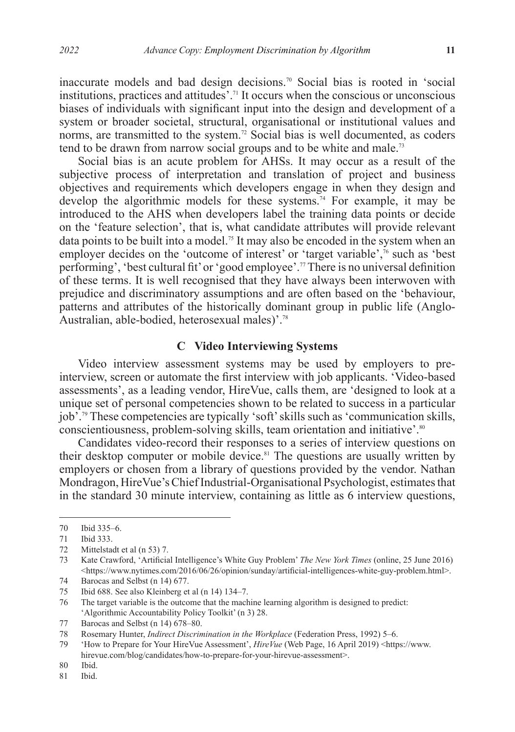inaccurate models and bad design decisions.[70] Social bias is rooted in 'social institutions, practices and attitudes'.[71] It occurs when the conscious or unconscious biases of individuals with significant input into the design and development of a system or broader societal, structural, organisational or institutional values and norms, are transmitted to the system.[72] Social bias is well documented, as coders tend to be drawn from narrow social groups and to be white and male.[73]

Social bias is an acute problem for AHSs. It may occur as a result of the subjective process of interpretation and translation of project and business objectives and requirements which developers engage in when they design and develop the algorithmic models for these systems.[74] For example, it may be introduced to the AHS when developers label the training data points or decide on the 'feature selection', that is, what candidate attributes will provide relevant data points to be built into a model.[75] It may also be encoded in the system when an employer decides on the 'outcome of interest' or 'target variable',[76] such as 'best performing', 'best cultural fit' or 'good employee'.[77] There is no universal definition of these terms. It is well recognised that they have always been interwoven with prejudice and discriminatory assumptions and are often based on the 'behaviour, patterns and attributes of the historically dominant group in public life (Anglo-Australian, able-bodied, heterosexual males)'.[78]

### C Video Interviewing Systems

Video interview assessment systems may be used by employers to pre-interview, screen or automate the first interview with job applicants. 'Video-based assessments', as a leading vendor, HireVue, calls them, are 'designed to look at a unique set of personal competencies shown to be related to success in a particular job'.[79] These competencies are typically 'soft' skills such as 'communication skills, conscientiousness, problem-solving skills, team orientation and initiative'.[80]

Candidates video-record their responses to a series of interview questions on their desktop computer or mobile device.[81] The questions are usually written by employers or chosen from a library of questions provided by the vendor. Nathan Mondragon, HireVue's Chief Industrial-Organisational Psychologist, estimates that in the standard 30 minute interview, containing as little as 6 interview questions,

---

70 Ibid 335–6.

71 Ibid 333.

72 Mittelstadt et al (n 53) 7.

73 Kate Crawford, 'Artificial Intelligence's White Guy Problem' *The New York Times* (online, 25 June 2016) <https://www.nytimes.com/2016/06/26/opinion/sunday/artificial-intelligences-white-guy-problem.html>.

74 Barocas and Selbst (n 14) 677.

75 Ibid 688. See also Kleinberg et al (n 14) 134–7.

76 The target variable is the outcome that the machine learning algorithm is designed to predict: 'Algorithmic Accountability Policy Toolkit' (n 3) 28.

77 Barocas and Selbst (n 14) 678–80.

78 Rosemary Hunter, *Indirect Discrimination in the Workplace* (Federation Press, 1992) 5–6.

79 'How to Prepare for Your HireVue Assessment', *HireVue* (Web Page, 16 April 2019) <https://www.hirevue.com/blog/candidates/how-to-prepare-for-your-hirevue-assessment>.

80 Ibid.

81 Ibid.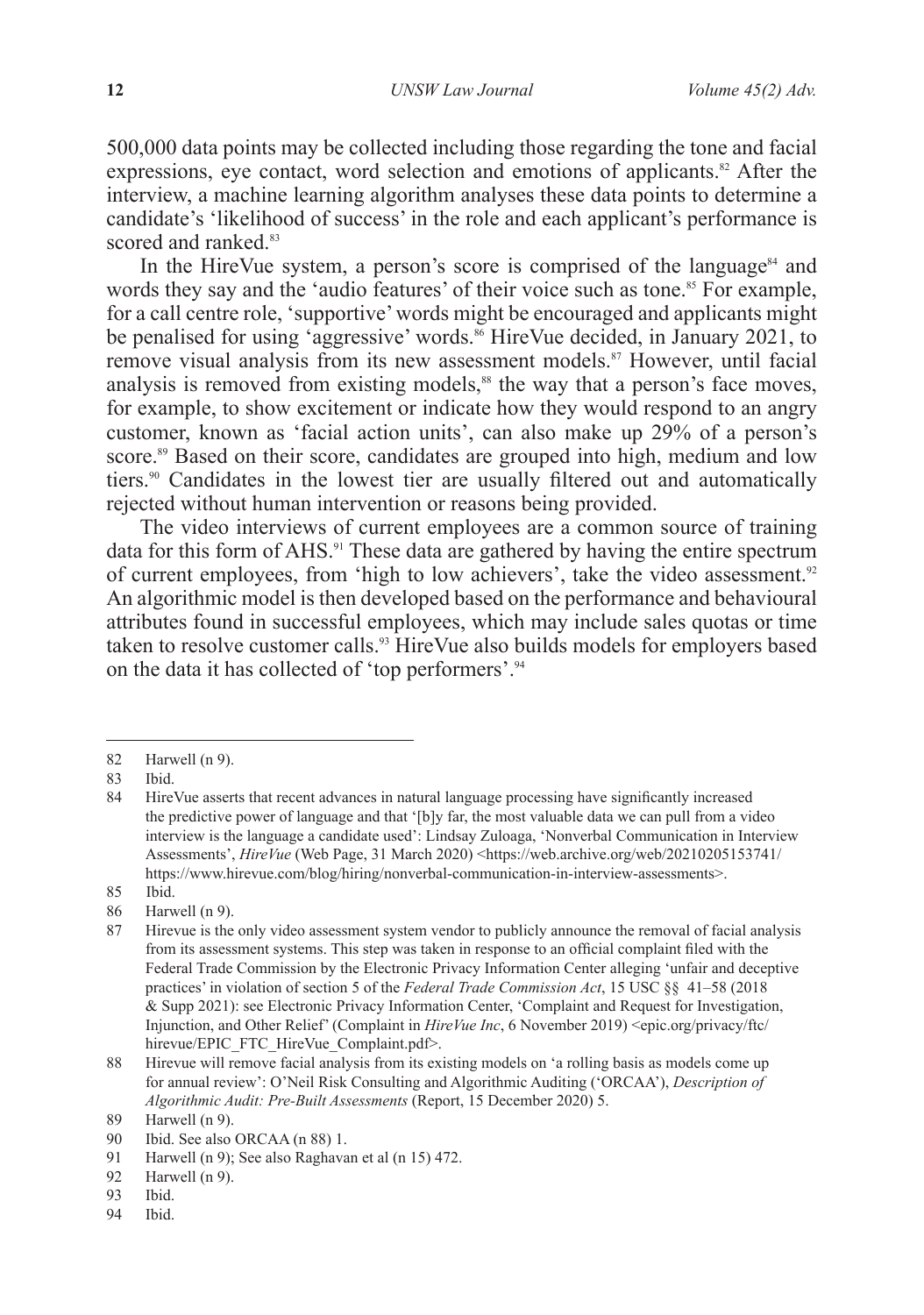500,000 data points may be collected including those regarding the tone and facial expressions, eye contact, word selection and emotions of applicants.[82] After the interview, a machine learning algorithm analyses these data points to determine a candidate's 'likelihood of success' in the role and each applicant's performance is scored and ranked.[83]

In the HireVue system, a person's score is comprised of the language[84] and words they say and the 'audio features' of their voice such as tone.[85] For example, for a call centre role, 'supportive' words might be encouraged and applicants might be penalised for using 'aggressive' words.[86] HireVue decided, in January 2021, to remove visual analysis from its new assessment models.[87] However, until facial analysis is removed from existing models,[88] the way that a person's face moves, for example, to show excitement or indicate how they would respond to an angry customer, known as 'facial action units', can also make up 29% of a person's score.[89] Based on their score, candidates are grouped into high, medium and low tiers.[90] Candidates in the lowest tier are usually filtered out and automatically rejected without human intervention or reasons being provided.

The video interviews of current employees are a common source of training data for this form of AHS.[91] These data are gathered by having the entire spectrum of current employees, from 'high to low achievers', take the video assessment.[92] An algorithmic model is then developed based on the performance and behavioural attributes found in successful employees, which may include sales quotas or time taken to resolve customer calls.[93] HireVue also builds models for employers based on the data it has collected of 'top performers'.[94]

---

82 Harwell (n 9).

83 Ibid.

84 HireVue asserts that recent advances in natural language processing have significantly increased the predictive power of language and that '[b]y far, the most valuable data we can pull from a video interview is the language a candidate used': Lindsay Zuloaga, 'Nonverbal Communication in Interview Assessments', *HireVue* (Web Page, 31 March 2020) <https://web.archive.org/web/20210205153741/https://www.hirevue.com/blog/hiring/nonverbal-communication-in-interview-assessments>.

85 Ibid.

86 Harwell (n 9).

87 Hirevue is the only video assessment system vendor to publicly announce the removal of facial analysis from its assessment systems. This step was taken in response to an official complaint filed with the Federal Trade Commission by the Electronic Privacy Information Center alleging 'unfair and deceptive practices' in violation of section 5 of the *Federal Trade Commission Act*, 15 USC §§ 41–58 (2018 & Supp 2021): see Electronic Privacy Information Center, 'Complaint and Request for Investigation, Injunction, and Other Relief' (Complaint in *HireVue Inc*, 6 November 2019) <epic.org/privacy/ftc/hirevue/EPIC_FTC_HireVue_Complaint.pdf>.

88 Hirevue will remove facial analysis from its existing models on 'a rolling basis as models come up for annual review': O'Neil Risk Consulting and Algorithmic Auditing ('ORCAA'), *Description of Algorithmic Audit: Pre-Built Assessments* (Report, 15 December 2020) 5.

89 Harwell (n 9).

90 Ibid. See also ORCAA (n 88) 1.

91 Harwell (n 9); See also Raghavan et al (n 15) 472.

92 Harwell (n 9).

93 Ibid.

94 Ibid.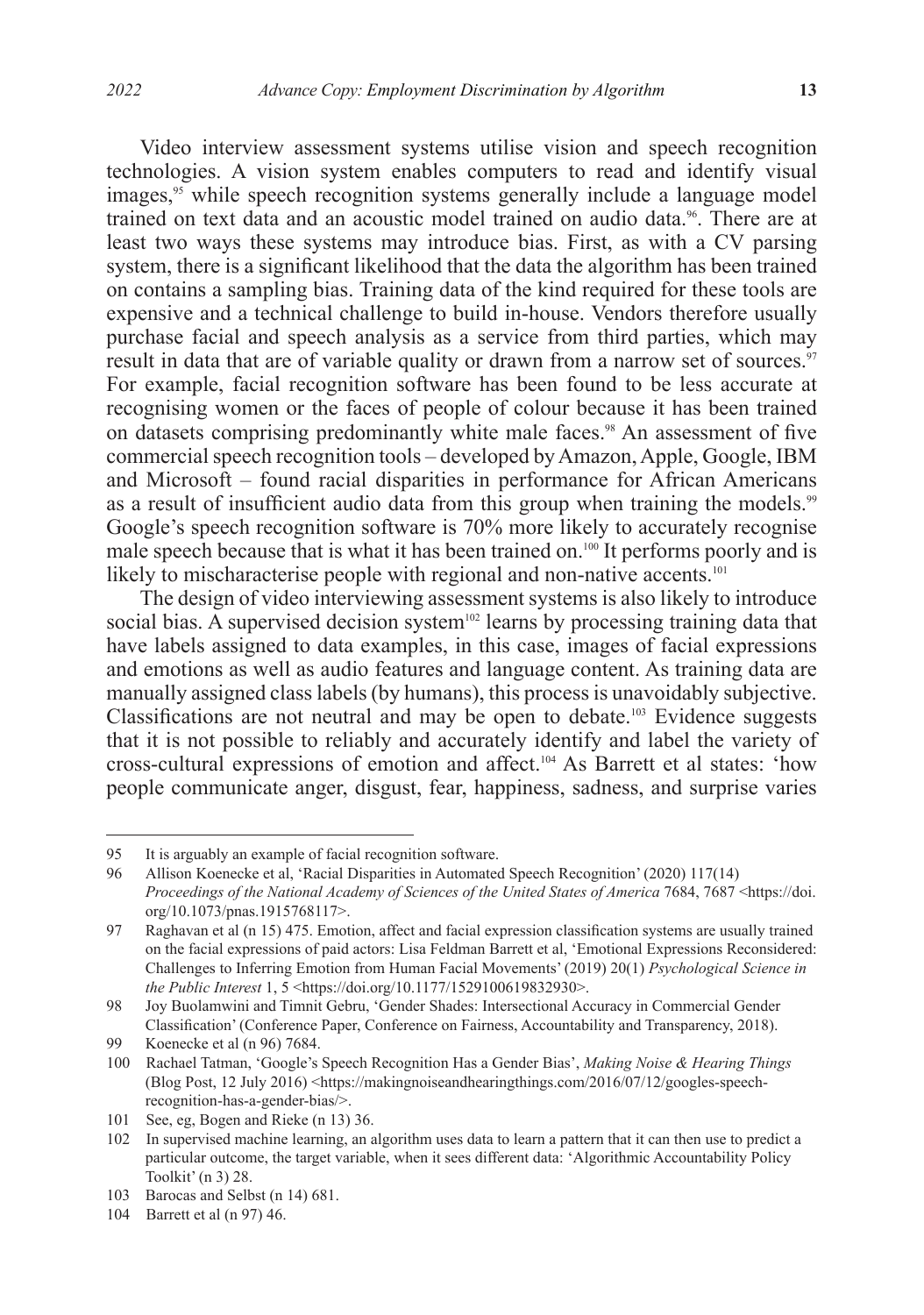Video interview assessment systems utilise vision and speech recognition technologies. A vision system enables computers to read and identify visual images,[95] while speech recognition systems generally include a language model trained on text data and an acoustic model trained on audio data.[96]. There are at least two ways these systems may introduce bias. First, as with a CV parsing system, there is a significant likelihood that the data the algorithm has been trained on contains a sampling bias. Training data of the kind required for these tools are expensive and a technical challenge to build in-house. Vendors therefore usually purchase facial and speech analysis as a service from third parties, which may result in data that are of variable quality or drawn from a narrow set of sources.[97] For example, facial recognition software has been found to be less accurate at recognising women or the faces of people of colour because it has been trained on datasets comprising predominantly white male faces.[98] An assessment of five commercial speech recognition tools – developed by Amazon, Apple, Google, IBM and Microsoft – found racial disparities in performance for African Americans as a result of insufficient audio data from this group when training the models.[99] Google's speech recognition software is 70% more likely to accurately recognise male speech because that is what it has been trained on.[100] It performs poorly and is likely to mischaracterise people with regional and non-native accents.[101]

The design of video interviewing assessment systems is also likely to introduce social bias. A supervised decision system[102] learns by processing training data that have labels assigned to data examples, in this case, images of facial expressions and emotions as well as audio features and language content. As training data are manually assigned class labels (by humans), this process is unavoidably subjective. Classifications are not neutral and may be open to debate.[103] Evidence suggests that it is not possible to reliably and accurately identify and label the variety of cross-cultural expressions of emotion and affect.[104] As Barrett et al states: 'how people communicate anger, disgust, fear, happiness, sadness, and surprise varies

---

95 It is arguably an example of facial recognition software.

96 Allison Koenecke et al, 'Racial Disparities in Automated Speech Recognition' (2020) 117(14) *Proceedings of the National Academy of Sciences of the United States of America* 7684, 7687 <https://doi.org/10.1073/pnas.1915768117>.

97 Raghavan et al (n 15) 475. Emotion, affect and facial expression classification systems are usually trained on the facial expressions of paid actors: Lisa Feldman Barrett et al, 'Emotional Expressions Reconsidered: Challenges to Inferring Emotion from Human Facial Movements' (2019) 20(1) *Psychological Science in the Public Interest* 1, 5 <https://doi.org/10.1177/1529100619832930>.

98 Joy Buolamwini and Timnit Gebru, 'Gender Shades: Intersectional Accuracy in Commercial Gender Classification' (Conference Paper, Conference on Fairness, Accountability and Transparency, 2018).

99 Koenecke et al (n 96) 7684.

100 Rachael Tatman, 'Google's Speech Recognition Has a Gender Bias', *Making Noise & Hearing Things* (Blog Post, 12 July 2016) <https://makingnoiseandhearingthings.com/2016/07/12/googles-speech-recognition-has-a-gender-bias/>.

101 See, eg, Bogen and Rieke (n 13) 36.

102 In supervised machine learning, an algorithm uses data to learn a pattern that it can then use to predict a particular outcome, the target variable, when it sees different data: 'Algorithmic Accountability Policy Toolkit' (n 3) 28.

103 Barocas and Selbst (n 14) 681.

104 Barrett et al (n 97) 46.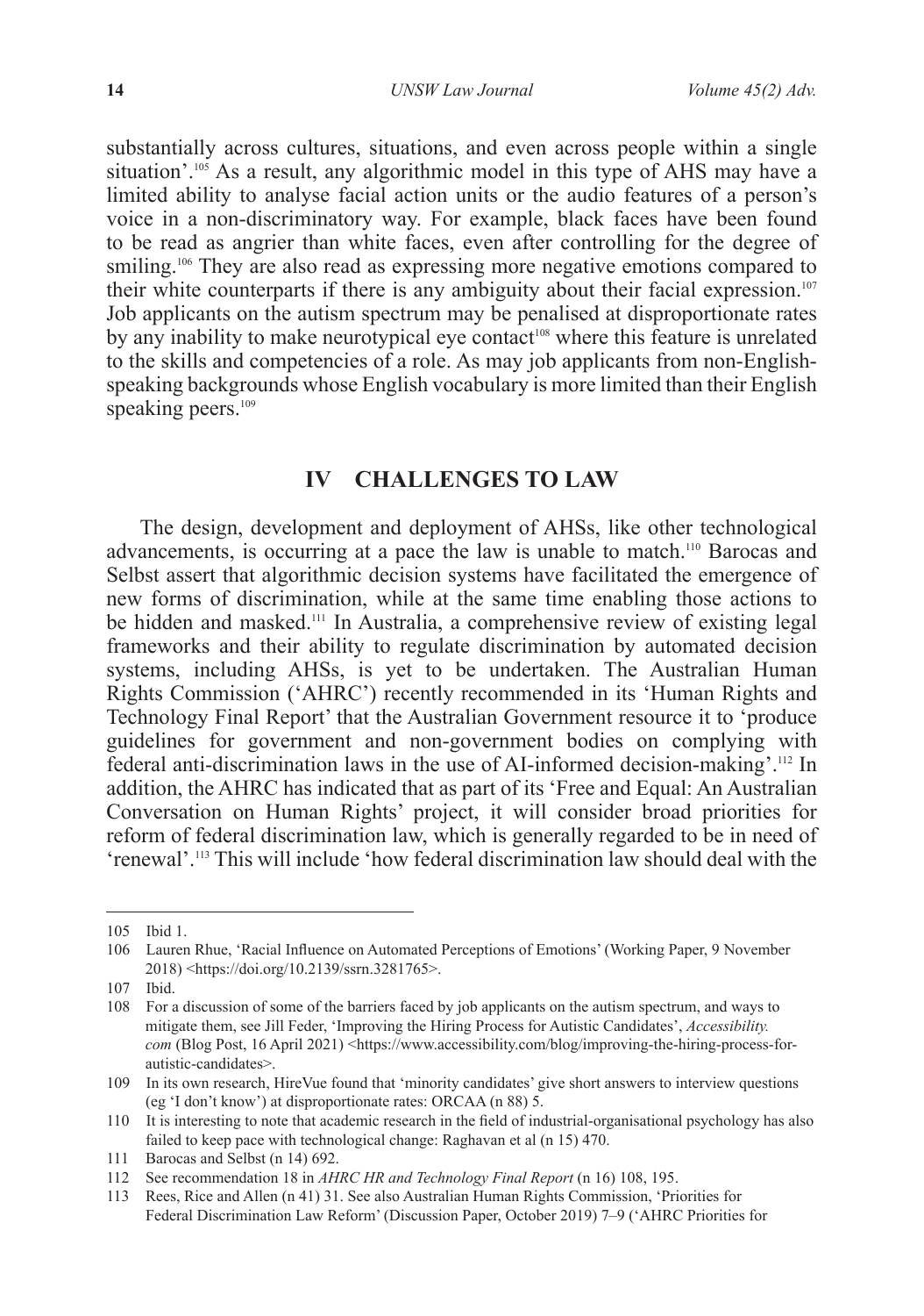substantially across cultures, situations, and even across people within a single situation'.[105] As a result, any algorithmic model in this type of AHS may have a limited ability to analyse facial action units or the audio features of a person's voice in a non-discriminatory way. For example, black faces have been found to be read as angrier than white faces, even after controlling for the degree of smiling.[106] They are also read as expressing more negative emotions compared to their white counterparts if there is any ambiguity about their facial expression.[107] Job applicants on the autism spectrum may be penalised at disproportionate rates by any inability to make neurotypical eye contact[108] where this feature is unrelated to the skills and competencies of a role. As may job applicants from non-English-speaking backgrounds whose English vocabulary is more limited than their English speaking peers.[109]

## IV CHALLENGES TO LAW

The design, development and deployment of AHSs, like other technological advancements, is occurring at a pace the law is unable to match.[110] Barocas and Selbst assert that algorithmic decision systems have facilitated the emergence of new forms of discrimination, while at the same time enabling those actions to be hidden and masked.[111] In Australia, a comprehensive review of existing legal frameworks and their ability to regulate discrimination by automated decision systems, including AHSs, is yet to be undertaken. The Australian Human Rights Commission ('AHRC') recently recommended in its 'Human Rights and Technology Final Report' that the Australian Government resource it to 'produce guidelines for government and non-government bodies on complying with federal anti-discrimination laws in the use of AI-informed decision-making'.[112] In addition, the AHRC has indicated that as part of its 'Free and Equal: An Australian Conversation on Human Rights' project, it will consider broad priorities for reform of federal discrimination law, which is generally regarded to be in need of 'renewal'.[113] This will include 'how federal discrimination law should deal with the

---

105 Ibid 1.

106 Lauren Rhue, 'Racial Influence on Automated Perceptions of Emotions' (Working Paper, 9 November 2018) <https://doi.org/10.2139/ssrn.3281765>.

107 Ibid.

108 For a discussion of some of the barriers faced by job applicants on the autism spectrum, and ways to mitigate them, see Jill Feder, 'Improving the Hiring Process for Autistic Candidates', *Accessibility.com* (Blog Post, 16 April 2021) <https://www.accessibility.com/blog/improving-the-hiring-process-for-autistic-candidates>.

109 In its own research, HireVue found that 'minority candidates' give short answers to interview questions (eg 'I don't know') at disproportionate rates: ORCAA (n 88) 5.

110 It is interesting to note that academic research in the field of industrial-organisational psychology has also failed to keep pace with technological change: Raghavan et al (n 15) 470.

111 Barocas and Selbst (n 14) 692.

112 See recommendation 18 in *AHRC HR and Technology Final Report* (n 16) 108, 195.

113 Rees, Rice and Allen (n 41) 31. See also Australian Human Rights Commission, 'Priorities for Federal Discrimination Law Reform' (Discussion Paper, October 2019) 7–9 ('AHRC Priorities for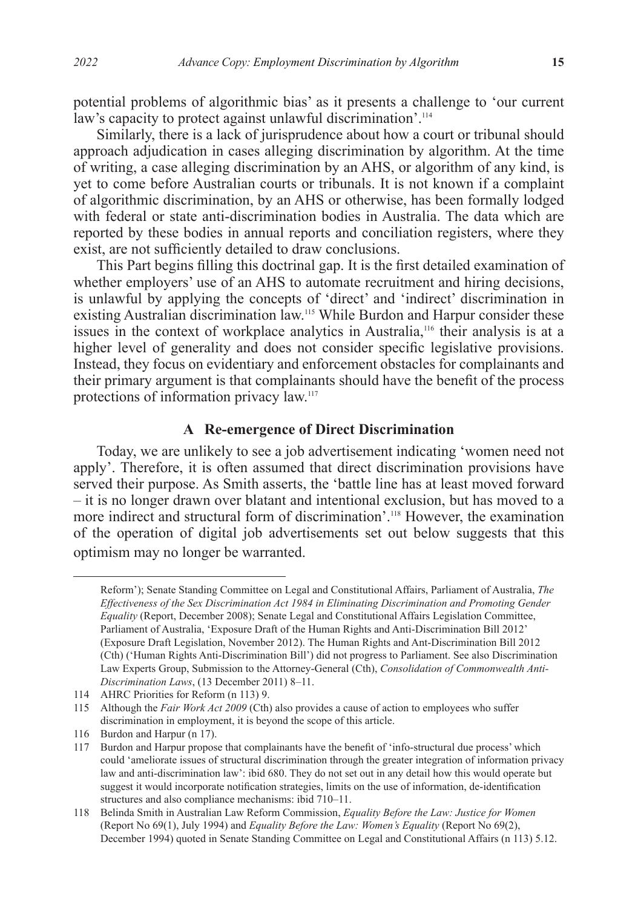potential problems of algorithmic bias' as it presents a challenge to 'our current law's capacity to protect against unlawful discrimination'.[114]

Similarly, there is a lack of jurisprudence about how a court or tribunal should approach adjudication in cases alleging discrimination by algorithm. At the time of writing, a case alleging discrimination by an AHS, or algorithm of any kind, is yet to come before Australian courts or tribunals. It is not known if a complaint of algorithmic discrimination, by an AHS or otherwise, has been formally lodged with federal or state anti-discrimination bodies in Australia. The data which are reported by these bodies in annual reports and conciliation registers, where they exist, are not sufficiently detailed to draw conclusions.

This Part begins filling this doctrinal gap. It is the first detailed examination of whether employers' use of an AHS to automate recruitment and hiring decisions, is unlawful by applying the concepts of 'direct' and 'indirect' discrimination in existing Australian discrimination law.[115] While Burdon and Harpur consider these issues in the context of workplace analytics in Australia,[116] their analysis is at a higher level of generality and does not consider specific legislative provisions. Instead, they focus on evidentiary and enforcement obstacles for complainants and their primary argument is that complainants should have the benefit of the process protections of information privacy law.[117]

### A Re-emergence of Direct Discrimination

Today, we are unlikely to see a job advertisement indicating 'women need not apply'. Therefore, it is often assumed that direct discrimination provisions have served their purpose. As Smith asserts, the 'battle line has at least moved forward – it is no longer drawn over blatant and intentional exclusion, but has moved to a more indirect and structural form of discrimination'.[118] However, the examination of the operation of digital job advertisements set out below suggests that this optimism may no longer be warranted.

---

Reform'); Senate Standing Committee on Legal and Constitutional Affairs, Parliament of Australia, *The Effectiveness of the Sex Discrimination Act 1984 in Eliminating Discrimination and Promoting Gender Equality* (Report, December 2008); Senate Legal and Constitutional Affairs Legislation Committee, Parliament of Australia, 'Exposure Draft of the Human Rights and Anti-Discrimination Bill 2012' (Exposure Draft Legislation, November 2012). The Human Rights and Ant-Discrimination Bill 2012 (Cth) ('Human Rights Anti-Discrimination Bill') did not progress to Parliament. See also Discrimination Law Experts Group, Submission to the Attorney-General (Cth), *Consolidation of Commonwealth Anti-Discrimination Laws*, (13 December 2011) 8–11.

114 AHRC Priorities for Reform (n 113) 9.

115 Although the *Fair Work Act 2009* (Cth) also provides a cause of action to employees who suffer discrimination in employment, it is beyond the scope of this article.

116 Burdon and Harpur (n 17).

117 Burdon and Harpur propose that complainants have the benefit of 'info-structural due process' which could 'ameliorate issues of structural discrimination through the greater integration of information privacy law and anti-discrimination law': ibid 680. They do not set out in any detail how this would operate but suggest it would incorporate notification strategies, limits on the use of information, de-identification structures and also compliance mechanisms: ibid 710–11.

118 Belinda Smith in Australian Law Reform Commission, *Equality Before the Law: Justice for Women* (Report No 69(1), July 1994) and *Equality Before the Law: Women's Equality* (Report No 69(2), December 1994) quoted in Senate Standing Committee on Legal and Constitutional Affairs (n 113) 5.12.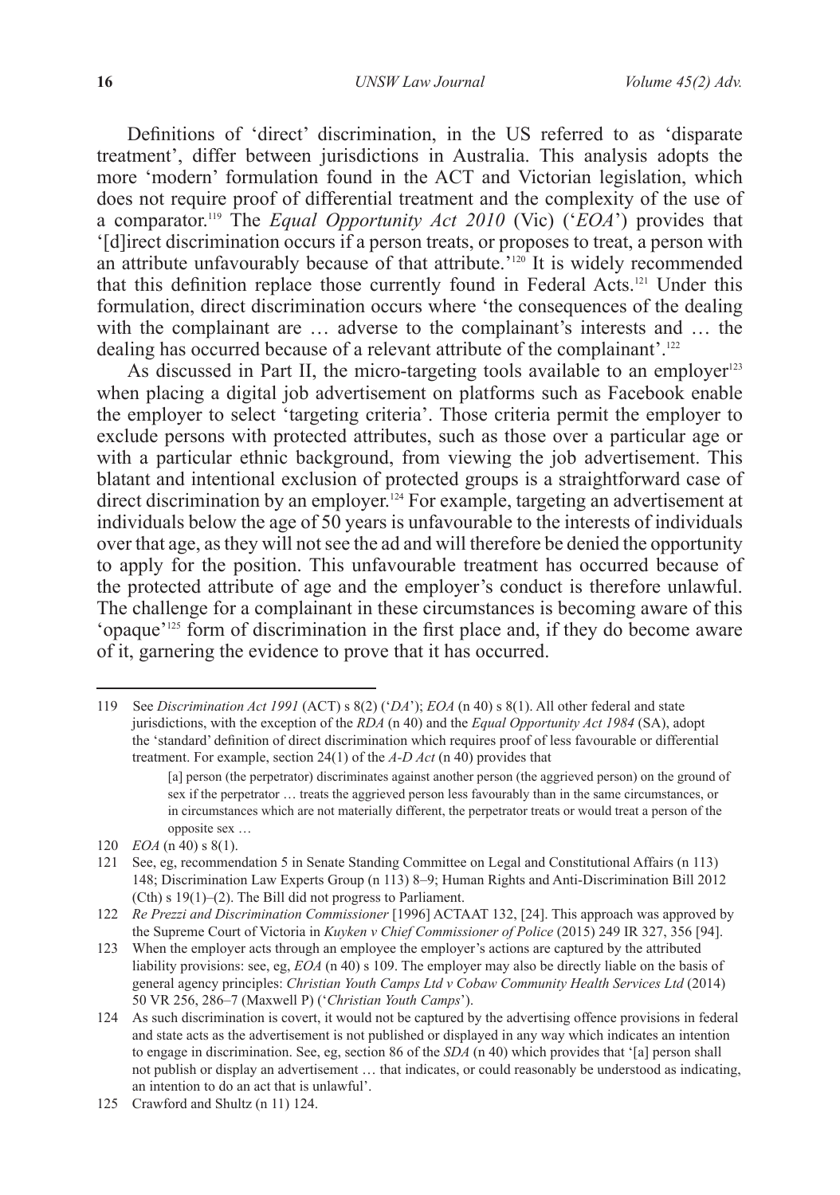Definitions of 'direct' discrimination, in the US referred to as 'disparate treatment', differ between jurisdictions in Australia. This analysis adopts the more 'modern' formulation found in the ACT and Victorian legislation, which does not require proof of differential treatment and the complexity of the use of a comparator.[119] The *Equal Opportunity Act 2010* (Vic) ('*EOA*') provides that '[d]irect discrimination occurs if a person treats, or proposes to treat, a person with an attribute unfavourably because of that attribute.'[120] It is widely recommended that this definition replace those currently found in Federal Acts.[121] Under this formulation, direct discrimination occurs where 'the consequences of the dealing with the complainant are … adverse to the complainant's interests and … the dealing has occurred because of a relevant attribute of the complainant'.[122]

As discussed in Part II, the micro-targeting tools available to an employer[123] when placing a digital job advertisement on platforms such as Facebook enable the employer to select 'targeting criteria'. Those criteria permit the employer to exclude persons with protected attributes, such as those over a particular age or with a particular ethnic background, from viewing the job advertisement. This blatant and intentional exclusion of protected groups is a straightforward case of direct discrimination by an employer.[124] For example, targeting an advertisement at individuals below the age of 50 years is unfavourable to the interests of individuals over that age, as they will not see the ad and will therefore be denied the opportunity to apply for the position. This unfavourable treatment has occurred because of the protected attribute of age and the employer's conduct is therefore unlawful. The challenge for a complainant in these circumstances is becoming aware of this 'opaque'[125] form of discrimination in the first place and, if they do become aware of it, garnering the evidence to prove that it has occurred.

---

119 See *Discrimination Act 1991* (ACT) s 8(2) ('*DA*'); *EOA* (n 40) s 8(1). All other federal and state jurisdictions, with the exception of the *RDA* (n 40) and the *Equal Opportunity Act 1984* (SA), adopt the 'standard' definition of direct discrimination which requires proof of less favourable or differential treatment. For example, section 24(1) of the *A-D Act* (n 40) provides that

> [a] person (the perpetrator) discriminates against another person (the aggrieved person) on the ground of sex if the perpetrator … treats the aggrieved person less favourably than in the same circumstances, or in circumstances which are not materially different, the perpetrator treats or would treat a person of the opposite sex …

120 *EOA* (n 40) s 8(1).

121 See, eg, recommendation 5 in Senate Standing Committee on Legal and Constitutional Affairs (n 113) 148; Discrimination Law Experts Group (n 113) 8–9; Human Rights and Anti-Discrimination Bill 2012 (Cth) s 19(1)–(2). The Bill did not progress to Parliament.

122 *Re Prezzi and Discrimination Commissioner* [1996] ACTAAT 132, [24]. This approach was approved by the Supreme Court of Victoria in *Kuyken v Chief Commissioner of Police* (2015) 249 IR 327, 356 [94].

123 When the employer acts through an employee the employer's actions are captured by the attributed liability provisions: see, eg, *EOA* (n 40) s 109. The employer may also be directly liable on the basis of general agency principles: *Christian Youth Camps Ltd v Cobaw Community Health Services Ltd* (2014) 50 VR 256, 286–7 (Maxwell P) ('*Christian Youth Camps*').

124 As such discrimination is covert, it would not be captured by the advertising offence provisions in federal and state acts as the advertisement is not published or displayed in any way which indicates an intention to engage in discrimination. See, eg, section 86 of the *SDA* (n 40) which provides that '[a] person shall not publish or display an advertisement … that indicates, or could reasonably be understood as indicating, an intention to do an act that is unlawful'.

125 Crawford and Shultz (n 11) 124.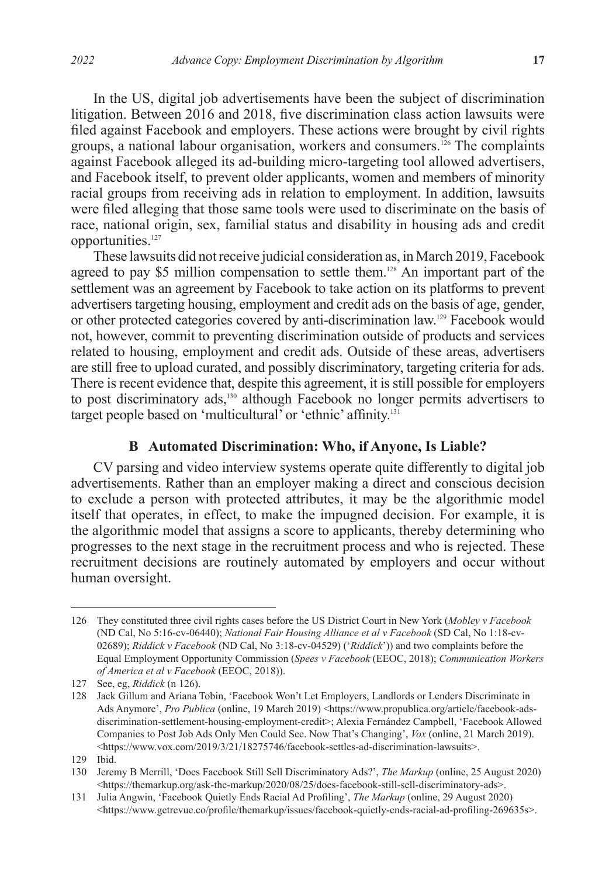In the US, digital job advertisements have been the subject of discrimination litigation. Between 2016 and 2018, five discrimination class action lawsuits were filed against Facebook and employers. These actions were brought by civil rights groups, a national labour organisation, workers and consumers.[126] The complaints against Facebook alleged its ad-building micro-targeting tool allowed advertisers, and Facebook itself, to prevent older applicants, women and members of minority racial groups from receiving ads in relation to employment. In addition, lawsuits were filed alleging that those same tools were used to discriminate on the basis of race, national origin, sex, familial status and disability in housing ads and credit opportunities.[127]

These lawsuits did not receive judicial consideration as, in March 2019, Facebook agreed to pay $5 million compensation to settle them.[128] An important part of the settlement was an agreement by Facebook to take action on its platforms to prevent advertisers targeting housing, employment and credit ads on the basis of age, gender, or other protected categories covered by anti-discrimination law.[129] Facebook would not, however, commit to preventing discrimination outside of products and services related to housing, employment and credit ads. Outside of these areas, advertisers are still free to upload curated, and possibly discriminatory, targeting criteria for ads. There is recent evidence that, despite this agreement, it is still possible for employers to post discriminatory ads,[130] although Facebook no longer permits advertisers to target people based on 'multicultural' or 'ethnic' affinity.[131]

### B Automated Discrimination: Who, if Anyone, Is Liable?

CV parsing and video interview systems operate quite differently to digital job advertisements. Rather than an employer making a direct and conscious decision to exclude a person with protected attributes, it may be the algorithmic model itself that operates, in effect, to make the impugned decision. For example, it is the algorithmic model that assigns a score to applicants, thereby determining who progresses to the next stage in the recruitment process and who is rejected. These recruitment decisions are routinely automated by employers and occur without human oversight.

---

126 They constituted three civil rights cases before the US District Court in New York (*Mobley v Facebook* (ND Cal, No 5:16-cv-06440); *National Fair Housing Alliance et al v Facebook* (SD Cal, No 1:18-cv-02689); *Riddick v Facebook* (ND Cal, No 3:18-cv-04529) ('*Riddick*')) and two complaints before the Equal Employment Opportunity Commission (*Spees v Facebook* (EEOC, 2018); *Communication Workers of America et al v Facebook* (EEOC, 2018)).

127 See, eg, *Riddick* (n 126).

128 Jack Gillum and Ariana Tobin, 'Facebook Won't Let Employers, Landlords or Lenders Discriminate in Ads Anymore', *Pro Publica* (online, 19 March 2019) <https://www.propublica.org/article/facebook-ads-discrimination-settlement-housing-employment-credit>; Alexia Fernández Campbell, 'Facebook Allowed Companies to Post Job Ads Only Men Could See. Now That's Changing', *Vox* (online, 21 March 2019). <https://www.vox.com/2019/3/21/18275746/facebook-settles-ad-discrimination-lawsuits>.

129 Ibid.

130 Jeremy B Merrill, 'Does Facebook Still Sell Discriminatory Ads?', *The Markup* (online, 25 August 2020) <https://themarkup.org/ask-the-markup/2020/08/25/does-facebook-still-sell-discriminatory-ads>.

131 Julia Angwin, 'Facebook Quietly Ends Racial Ad Profiling', *The Markup* (online, 29 August 2020) <https://www.getrevue.co/profile/themarkup/issues/facebook-quietly-ends-racial-ad-profiling-269635s>.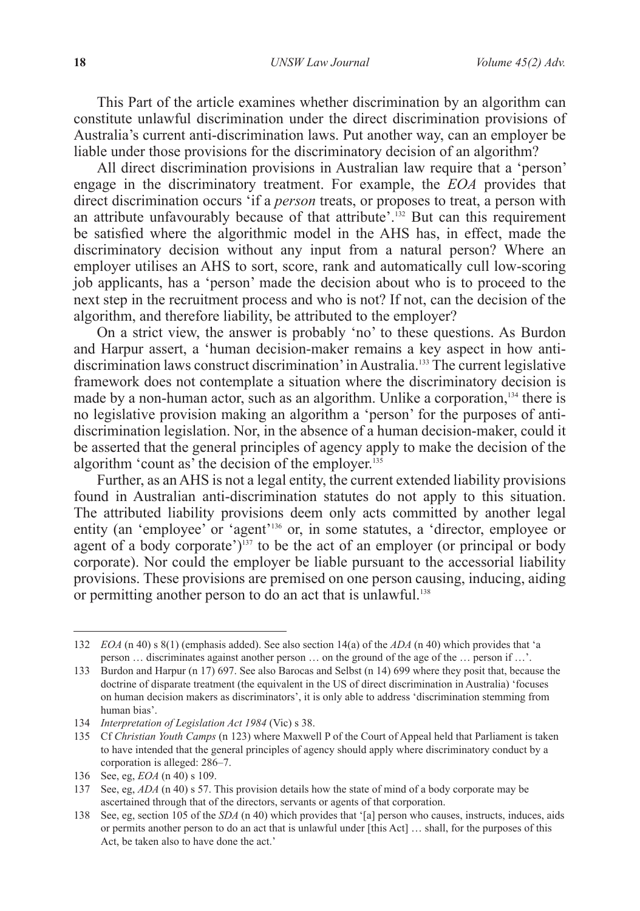This Part of the article examines whether discrimination by an algorithm can constitute unlawful discrimination under the direct discrimination provisions of Australia's current anti-discrimination laws. Put another way, can an employer be liable under those provisions for the discriminatory decision of an algorithm?

All direct discrimination provisions in Australian law require that a 'person' engage in the discriminatory treatment. For example, the *EOA* provides that direct discrimination occurs 'if a *person* treats, or proposes to treat, a person with an attribute unfavourably because of that attribute'.[132] But can this requirement be satisfied where the algorithmic model in the AHS has, in effect, made the discriminatory decision without any input from a natural person? Where an employer utilises an AHS to sort, score, rank and automatically cull low-scoring job applicants, has a 'person' made the decision about who is to proceed to the next step in the recruitment process and who is not? If not, can the decision of the algorithm, and therefore liability, be attributed to the employer?

On a strict view, the answer is probably 'no' to these questions. As Burdon and Harpur assert, a 'human decision-maker remains a key aspect in how anti-discrimination laws construct discrimination' in Australia.[133] The current legislative framework does not contemplate a situation where the discriminatory decision is made by a non-human actor, such as an algorithm. Unlike a corporation,[134] there is no legislative provision making an algorithm a 'person' for the purposes of anti-discrimination legislation. Nor, in the absence of a human decision-maker, could it be asserted that the general principles of agency apply to make the decision of the algorithm 'count as' the decision of the employer.[135]

Further, as an AHS is not a legal entity, the current extended liability provisions found in Australian anti-discrimination statutes do not apply to this situation. The attributed liability provisions deem only acts committed by another legal entity (an 'employee' or 'agent'[136] or, in some statutes, a 'director, employee or agent of a body corporate')[137] to be the act of an employer (or principal or body corporate). Nor could the employer be liable pursuant to the accessorial liability provisions. These provisions are premised on one person causing, inducing, aiding or permitting another person to do an act that is unlawful.[138]

---

132 *EOA* (n 40) s 8(1) (emphasis added). See also section 14(a) of the *ADA* (n 40) which provides that 'a person … discriminates against another person … on the ground of the age of the … person if …'.

133 Burdon and Harpur (n 17) 697. See also Barocas and Selbst (n 14) 699 where they posit that, because the doctrine of disparate treatment (the equivalent in the US of direct discrimination in Australia) 'focuses on human decision makers as discriminators', it is only able to address 'discrimination stemming from human bias'.

134 *Interpretation of Legislation Act 1984* (Vic) s 38.

135 Cf *Christian Youth Camps* (n 123) where Maxwell P of the Court of Appeal held that Parliament is taken to have intended that the general principles of agency should apply where discriminatory conduct by a corporation is alleged: 286–7.

136 See, eg, *EOA* (n 40) s 109.

137 See, eg, *ADA* (n 40) s 57. This provision details how the state of mind of a body corporate may be ascertained through that of the directors, servants or agents of that corporation.

138 See, eg, section 105 of the *SDA* (n 40) which provides that '[a] person who causes, instructs, induces, aids or permits another person to do an act that is unlawful under [this Act] … shall, for the purposes of this Act, be taken also to have done the act.'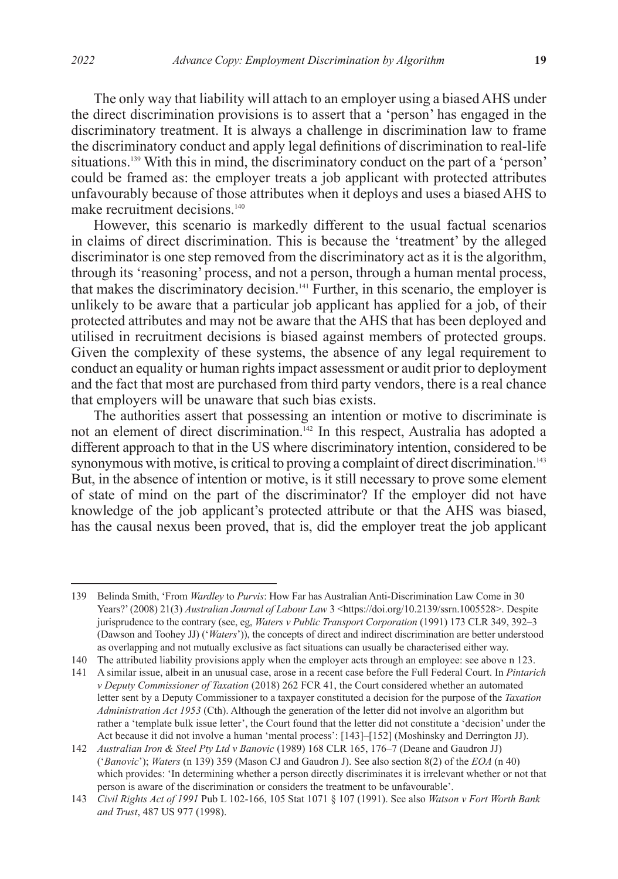The only way that liability will attach to an employer using a biased AHS under the direct discrimination provisions is to assert that a 'person' has engaged in the discriminatory treatment. It is always a challenge in discrimination law to frame the discriminatory conduct and apply legal definitions of discrimination to real-life situations.[139] With this in mind, the discriminatory conduct on the part of a 'person' could be framed as: the employer treats a job applicant with protected attributes unfavourably because of those attributes when it deploys and uses a biased AHS to make recruitment decisions.[140]

However, this scenario is markedly different to the usual factual scenarios in claims of direct discrimination. This is because the 'treatment' by the alleged discriminator is one step removed from the discriminatory act as it is the algorithm, through its 'reasoning' process, and not a person, through a human mental process, that makes the discriminatory decision.[141] Further, in this scenario, the employer is unlikely to be aware that a particular job applicant has applied for a job, of their protected attributes and may not be aware that the AHS that has been deployed and utilised in recruitment decisions is biased against members of protected groups. Given the complexity of these systems, the absence of any legal requirement to conduct an equality or human rights impact assessment or audit prior to deployment and the fact that most are purchased from third party vendors, there is a real chance that employers will be unaware that such bias exists.

The authorities assert that possessing an intention or motive to discriminate is not an element of direct discrimination.[142] In this respect, Australia has adopted a different approach to that in the US where discriminatory intention, considered to be synonymous with motive, is critical to proving a complaint of direct discrimination.[143] But, in the absence of intention or motive, is it still necessary to prove some element of state of mind on the part of the discriminator? If the employer did not have knowledge of the job applicant's protected attribute or that the AHS was biased, has the causal nexus been proved, that is, did the employer treat the job applicant

---

139 Belinda Smith, 'From *Wardley* to *Purvis*: How Far has Australian Anti-Discrimination Law Come in 30 Years?' (2008) 21(3) *Australian Journal of Labour Law* 3 <https://doi.org/10.2139/ssrn.1005528>. Despite jurisprudence to the contrary (see, eg, *Waters v Public Transport Corporation* (1991) 173 CLR 349, 392–3 (Dawson and Toohey JJ) ('*Waters*')), the concepts of direct and indirect discrimination are better understood as overlapping and not mutually exclusive as fact situations can usually be characterised either way.

140 The attributed liability provisions apply when the employer acts through an employee: see above n 123.

141 A similar issue, albeit in an unusual case, arose in a recent case before the Full Federal Court. In *Pintarich v Deputy Commissioner of Taxation* (2018) 262 FCR 41, the Court considered whether an automated letter sent by a Deputy Commissioner to a taxpayer constituted a decision for the purpose of the *Taxation Administration Act 1953* (Cth). Although the generation of the letter did not involve an algorithm but rather a 'template bulk issue letter', the Court found that the letter did not constitute a 'decision' under the Act because it did not involve a human 'mental process': [143]–[152] (Moshinsky and Derrington JJ).

142 *Australian Iron & Steel Pty Ltd v Banovic* (1989) 168 CLR 165, 176–7 (Deane and Gaudron JJ) ('*Banovic*'); *Waters* (n 139) 359 (Mason CJ and Gaudron J). See also section 8(2) of the *EOA* (n 40) which provides: 'In determining whether a person directly discriminates it is irrelevant whether or not that person is aware of the discrimination or considers the treatment to be unfavourable'.

143 *Civil Rights Act of 1991* Pub L 102-166, 105 Stat 1071 § 107 (1991). See also *Watson v Fort Worth Bank and Trust*, 487 US 977 (1998).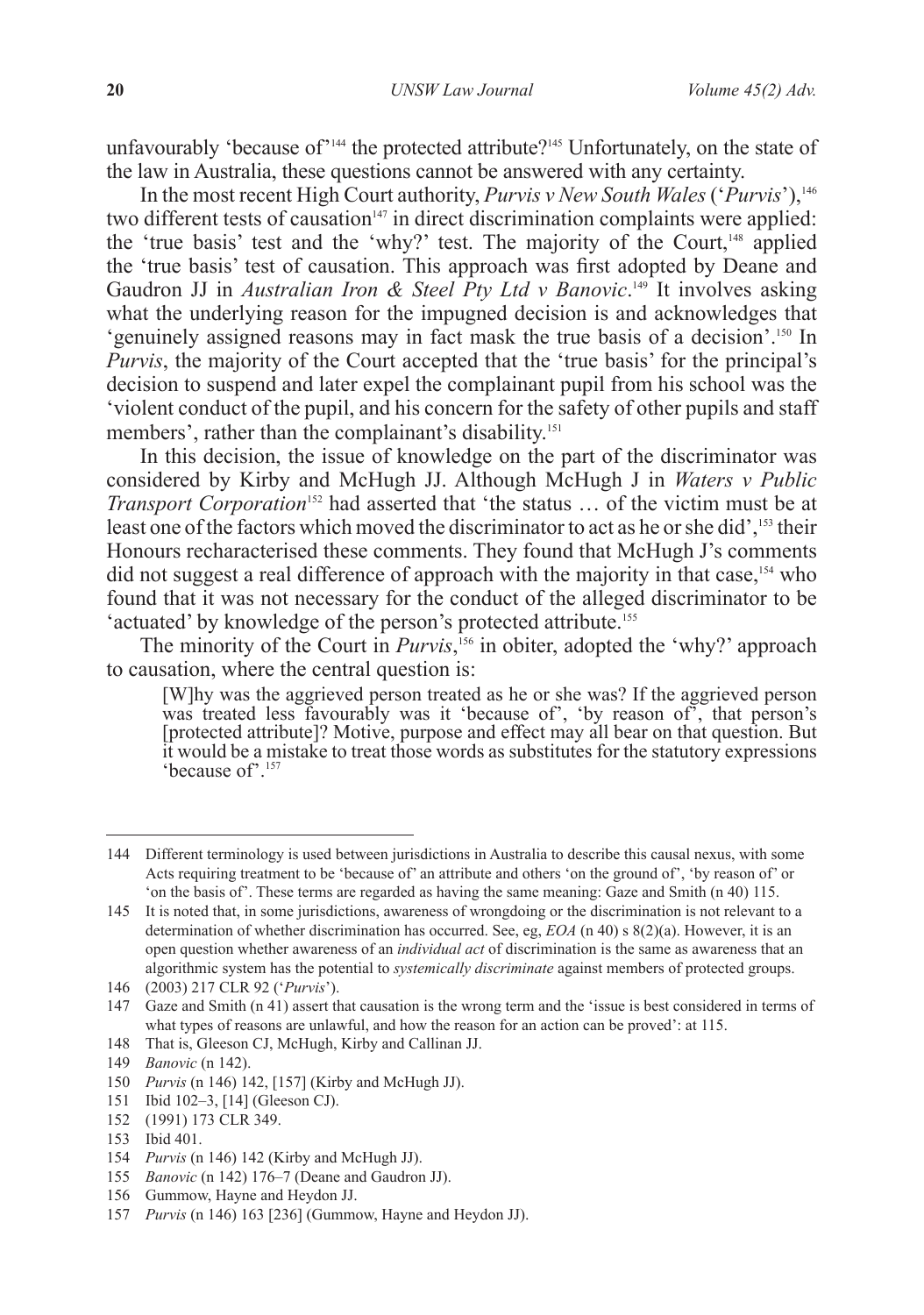unfavourably 'because of'[144] the protected attribute?[145] Unfortunately, on the state of the law in Australia, these questions cannot be answered with any certainty.

In the most recent High Court authority, *Purvis v New South Wales* ('*Purvis*'),[146] two different tests of causation[147] in direct discrimination complaints were applied: the 'true basis' test and the 'why?' test. The majority of the Court,[148] applied the 'true basis' test of causation. This approach was first adopted by Deane and Gaudron JJ in *Australian Iron & Steel Pty Ltd v Banovic*.[149] It involves asking what the underlying reason for the impugned decision is and acknowledges that 'genuinely assigned reasons may in fact mask the true basis of a decision'.[150] In *Purvis*, the majority of the Court accepted that the 'true basis' for the principal's decision to suspend and later expel the complainant pupil from his school was the 'violent conduct of the pupil, and his concern for the safety of other pupils and staff members', rather than the complainant's disability.[151]

In this decision, the issue of knowledge on the part of the discriminator was considered by Kirby and McHugh JJ. Although McHugh J in *Waters v Public Transport Corporation*[152] had asserted that 'the status … of the victim must be at least one of the factors which moved the discriminator to act as he or she did',[153] their Honours recharacterised these comments. They found that McHugh J's comments did not suggest a real difference of approach with the majority in that case,[154] who found that it was not necessary for the conduct of the alleged discriminator to be 'actuated' by knowledge of the person's protected attribute.[155]

The minority of the Court in *Purvis*,[156] in obiter, adopted the 'why?' approach to causation, where the central question is:

> [W]hy was the aggrieved person treated as he or she was? If the aggrieved person was treated less favourably was it 'because of', 'by reason of', that person's [protected attribute]? Motive, purpose and effect may all bear on that question. But it would be a mistake to treat those words as substitutes for the statutory expressions 'because of'.[157]

---

144 Different terminology is used between jurisdictions in Australia to describe this causal nexus, with some Acts requiring treatment to be 'because of' an attribute and others 'on the ground of', 'by reason of' or 'on the basis of'. These terms are regarded as having the same meaning: Gaze and Smith (n 40) 115.

145 It is noted that, in some jurisdictions, awareness of wrongdoing or the discrimination is not relevant to a determination of whether discrimination has occurred. See, eg, *EOA* (n 40) s 8(2)(a). However, it is an open question whether awareness of an *individual act* of discrimination is the same as awareness that an algorithmic system has the potential to *systemically discriminate* against members of protected groups.

146 (2003) 217 CLR 92 ('*Purvis*').

147 Gaze and Smith (n 41) assert that causation is the wrong term and the 'issue is best considered in terms of what types of reasons are unlawful, and how the reason for an action can be proved': at 115.

148 That is, Gleeson CJ, McHugh, Kirby and Callinan JJ.

149 *Banovic* (n 142).

150 *Purvis* (n 146) 142, [157] (Kirby and McHugh JJ).

151 Ibid 102–3, [14] (Gleeson CJ).

152 (1991) 173 CLR 349.

153 Ibid 401.

154 *Purvis* (n 146) 142 (Kirby and McHugh JJ).

155 *Banovic* (n 142) 176–7 (Deane and Gaudron JJ).

156 Gummow, Hayne and Heydon JJ.

157 *Purvis* (n 146) 163 [236] (Gummow, Hayne and Heydon JJ).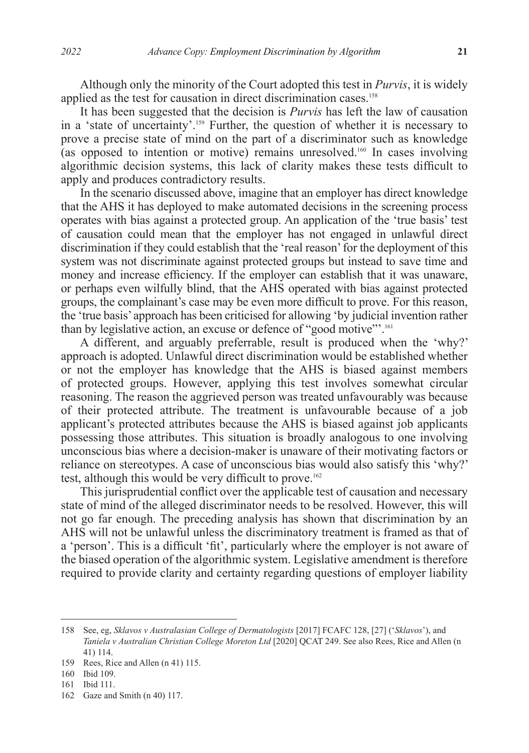Although only the minority of the Court adopted this test in *Purvis*, it is widely applied as the test for causation in direct discrimination cases.[158]

It has been suggested that the decision is *Purvis* has left the law of causation in a 'state of uncertainty'.[159] Further, the question of whether it is necessary to prove a precise state of mind on the part of a discriminator such as knowledge (as opposed to intention or motive) remains unresolved.[160] In cases involving algorithmic decision systems, this lack of clarity makes these tests difficult to apply and produces contradictory results.

In the scenario discussed above, imagine that an employer has direct knowledge that the AHS it has deployed to make automated decisions in the screening process operates with bias against a protected group. An application of the 'true basis' test of causation could mean that the employer has not engaged in unlawful direct discrimination if they could establish that the 'real reason' for the deployment of this system was not discriminate against protected groups but instead to save time and money and increase efficiency. If the employer can establish that it was unaware, or perhaps even wilfully blind, that the AHS operated with bias against protected groups, the complainant's case may be even more difficult to prove. For this reason, the 'true basis' approach has been criticised for allowing 'by judicial invention rather than by legislative action, an excuse or defence of "good motive"'.[161]

A different, and arguably preferrable, result is produced when the 'why?' approach is adopted. Unlawful direct discrimination would be established whether or not the employer has knowledge that the AHS is biased against members of protected groups. However, applying this test involves somewhat circular reasoning. The reason the aggrieved person was treated unfavourably was because of their protected attribute. The treatment is unfavourable because of a job applicant's protected attributes because the AHS is biased against job applicants possessing those attributes. This situation is broadly analogous to one involving unconscious bias where a decision-maker is unaware of their motivating factors or reliance on stereotypes. A case of unconscious bias would also satisfy this 'why?' test, although this would be very difficult to prove.[162]

This jurisprudential conflict over the applicable test of causation and necessary state of mind of the alleged discriminator needs to be resolved. However, this will not go far enough. The preceding analysis has shown that discrimination by an AHS will not be unlawful unless the discriminatory treatment is framed as that of a 'person'. This is a difficult 'fit', particularly where the employer is not aware of the biased operation of the algorithmic system. Legislative amendment is therefore required to provide clarity and certainty regarding questions of employer liability

---

158 See, eg, *Sklavos v Australasian College of Dermatologists* [2017] FCAFC 128, [27] ('*Sklavos*'), and *Taniela v Australian Christian College Moreton Ltd* [2020] QCAT 249. See also Rees, Rice and Allen (n 41) 114.

159 Rees, Rice and Allen (n 41) 115.

160 Ibid 109.

161 Ibid 111.

162 Gaze and Smith (n 40) 117.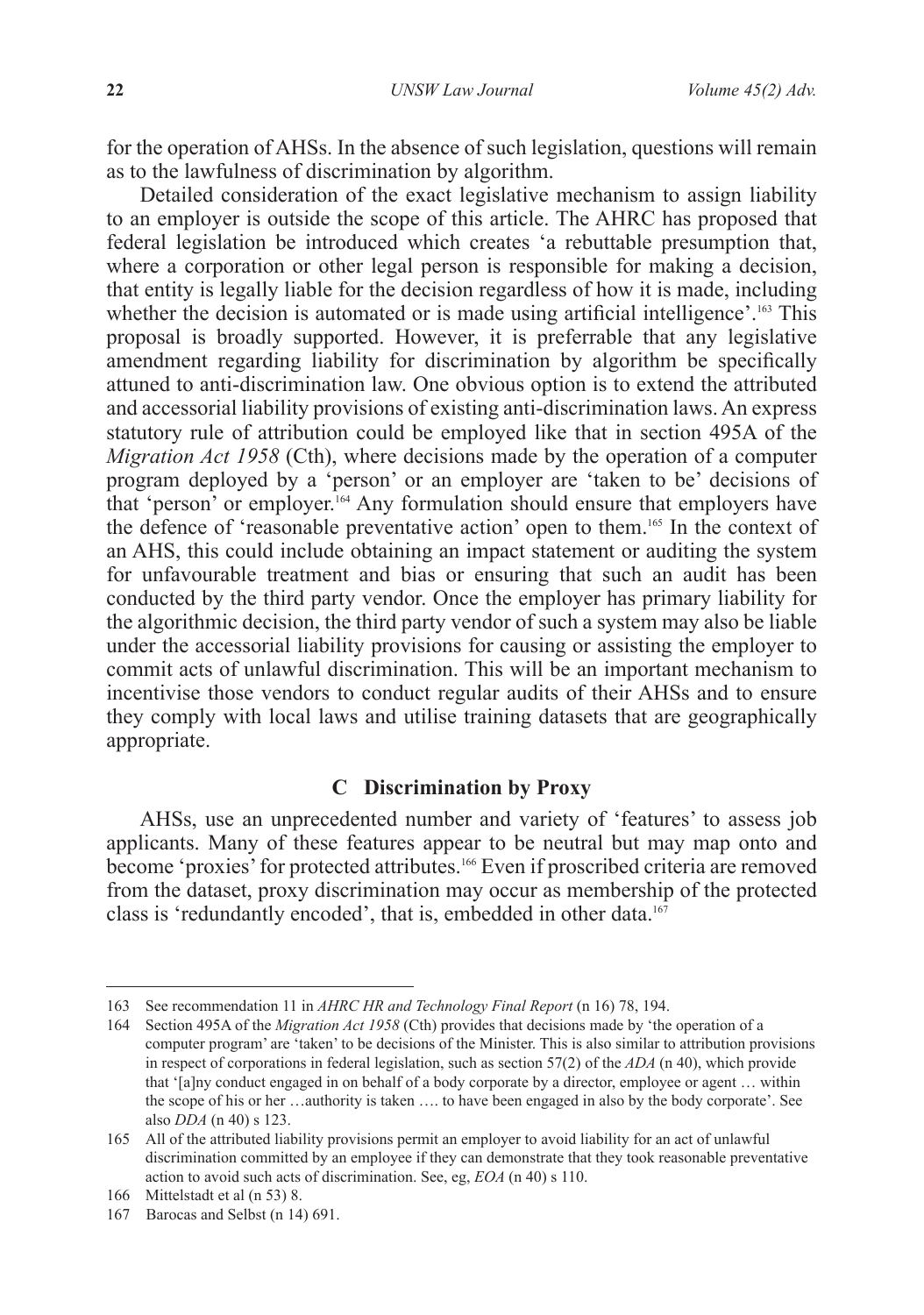for the operation of AHSs. In the absence of such legislation, questions will remain as to the lawfulness of discrimination by algorithm.

Detailed consideration of the exact legislative mechanism to assign liability to an employer is outside the scope of this article. The AHRC has proposed that federal legislation be introduced which creates 'a rebuttable presumption that, where a corporation or other legal person is responsible for making a decision, that entity is legally liable for the decision regardless of how it is made, including whether the decision is automated or is made using artificial intelligence'.[163] This proposal is broadly supported. However, it is preferrable that any legislative amendment regarding liability for discrimination by algorithm be specifically attuned to anti-discrimination law. One obvious option is to extend the attributed and accessorial liability provisions of existing anti-discrimination laws. An express statutory rule of attribution could be employed like that in section 495A of the *Migration Act 1958* (Cth), where decisions made by the operation of a computer program deployed by a 'person' or an employer are 'taken to be' decisions of that 'person' or employer.[164] Any formulation should ensure that employers have the defence of 'reasonable preventative action' open to them.[165] In the context of an AHS, this could include obtaining an impact statement or auditing the system for unfavourable treatment and bias or ensuring that such an audit has been conducted by the third party vendor. Once the employer has primary liability for the algorithmic decision, the third party vendor of such a system may also be liable under the accessorial liability provisions for causing or assisting the employer to commit acts of unlawful discrimination. This will be an important mechanism to incentivise those vendors to conduct regular audits of their AHSs and to ensure they comply with local laws and utilise training datasets that are geographically appropriate.

### C Discrimination by Proxy

AHSs, use an unprecedented number and variety of 'features' to assess job applicants. Many of these features appear to be neutral but may map onto and become 'proxies' for protected attributes.[166] Even if proscribed criteria are removed from the dataset, proxy discrimination may occur as membership of the protected class is 'redundantly encoded', that is, embedded in other data.[167]

---

163 See recommendation 11 in *AHRC HR and Technology Final Report* (n 16) 78, 194.

164 Section 495A of the *Migration Act 1958* (Cth) provides that decisions made by 'the operation of a computer program' are 'taken' to be decisions of the Minister. This is also similar to attribution provisions in respect of corporations in federal legislation, such as section 57(2) of the *ADA* (n 40), which provide that '[a]ny conduct engaged in on behalf of a body corporate by a director, employee or agent … within the scope of his or her …authority is taken …. to have been engaged in also by the body corporate'. See also *DDA* (n 40) s 123.

165 All of the attributed liability provisions permit an employer to avoid liability for an act of unlawful discrimination committed by an employee if they can demonstrate that they took reasonable preventative action to avoid such acts of discrimination. See, eg, *EOA* (n 40) s 110.

166 Mittelstadt et al (n 53) 8.

167 Barocas and Selbst (n 14) 691.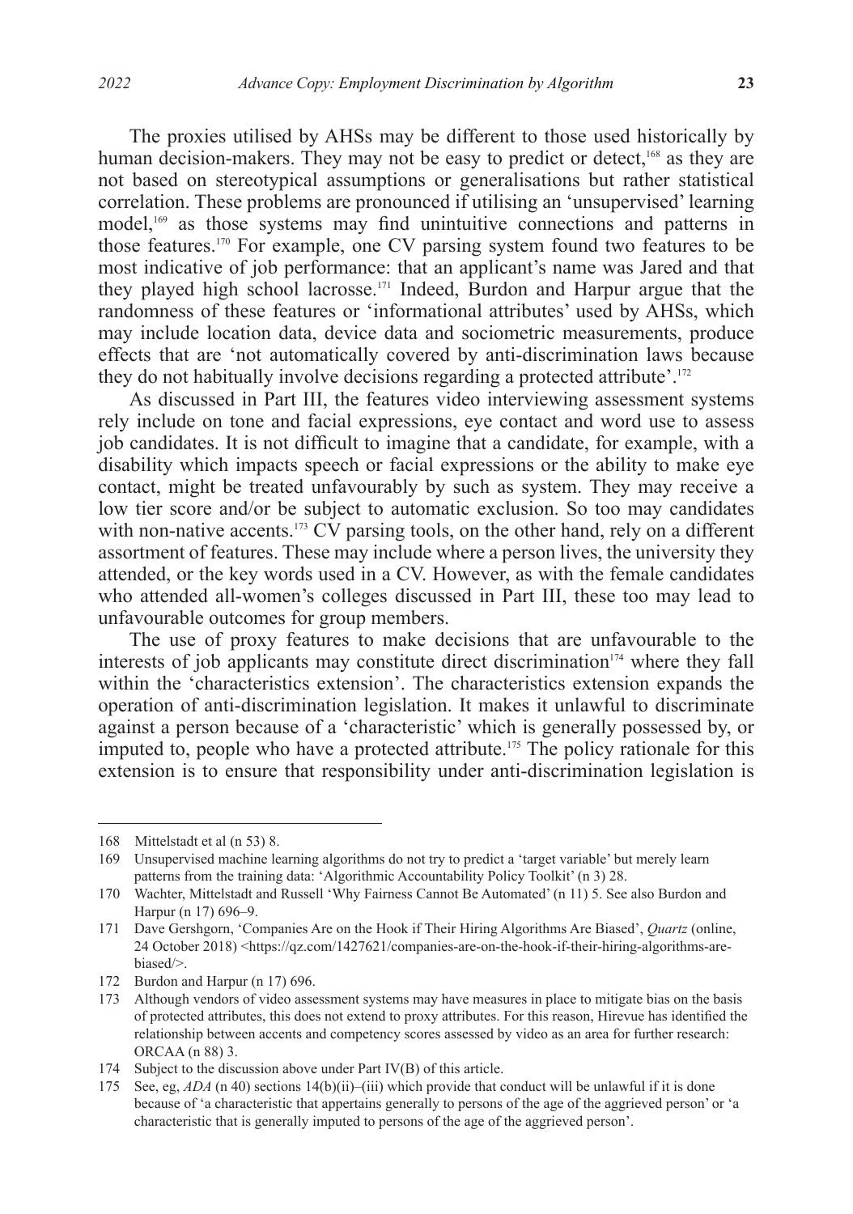The proxies utilised by AHSs may be different to those used historically by human decision-makers. They may not be easy to predict or detect,[168] as they are not based on stereotypical assumptions or generalisations but rather statistical correlation. These problems are pronounced if utilising an 'unsupervised' learning model,[169] as those systems may find unintuitive connections and patterns in those features.[170] For example, one CV parsing system found two features to be most indicative of job performance: that an applicant's name was Jared and that they played high school lacrosse.[171] Indeed, Burdon and Harpur argue that the randomness of these features or 'informational attributes' used by AHSs, which may include location data, device data and sociometric measurements, produce effects that are 'not automatically covered by anti-discrimination laws because they do not habitually involve decisions regarding a protected attribute'.[172]

As discussed in Part III, the features video interviewing assessment systems rely include on tone and facial expressions, eye contact and word use to assess job candidates. It is not difficult to imagine that a candidate, for example, with a disability which impacts speech or facial expressions or the ability to make eye contact, might be treated unfavourably by such as system. They may receive a low tier score and/or be subject to automatic exclusion. So too may candidates with non-native accents.[173] CV parsing tools, on the other hand, rely on a different assortment of features. These may include where a person lives, the university they attended, or the key words used in a CV. However, as with the female candidates who attended all-women's colleges discussed in Part III, these too may lead to unfavourable outcomes for group members.

The use of proxy features to make decisions that are unfavourable to the interests of job applicants may constitute direct discrimination[174] where they fall within the 'characteristics extension'. The characteristics extension expands the operation of anti-discrimination legislation. It makes it unlawful to discriminate against a person because of a 'characteristic' which is generally possessed by, or imputed to, people who have a protected attribute.[175] The policy rationale for this extension is to ensure that responsibility under anti-discrimination legislation is

---

168 Mittelstadt et al (n 53) 8.

169 Unsupervised machine learning algorithms do not try to predict a 'target variable' but merely learn patterns from the training data: 'Algorithmic Accountability Policy Toolkit' (n 3) 28.

170 Wachter, Mittelstadt and Russell 'Why Fairness Cannot Be Automated' (n 11) 5. See also Burdon and Harpur (n 17) 696–9.

171 Dave Gershgorn, 'Companies Are on the Hook if Their Hiring Algorithms Are Biased', *Quartz* (online, 24 October 2018) <https://qz.com/1427621/companies-are-on-the-hook-if-their-hiring-algorithms-are-biased/>.

172 Burdon and Harpur (n 17) 696.

173 Although vendors of video assessment systems may have measures in place to mitigate bias on the basis of protected attributes, this does not extend to proxy attributes. For this reason, Hirevue has identified the relationship between accents and competency scores assessed by video as an area for further research: ORCAA (n 88) 3.

174 Subject to the discussion above under Part IV(B) of this article.

175 See, eg, *ADA* (n 40) sections 14(b)(ii)–(iii) which provide that conduct will be unlawful if it is done because of 'a characteristic that appertains generally to persons of the age of the aggrieved person' or 'a characteristic that is generally imputed to persons of the age of the aggrieved person'.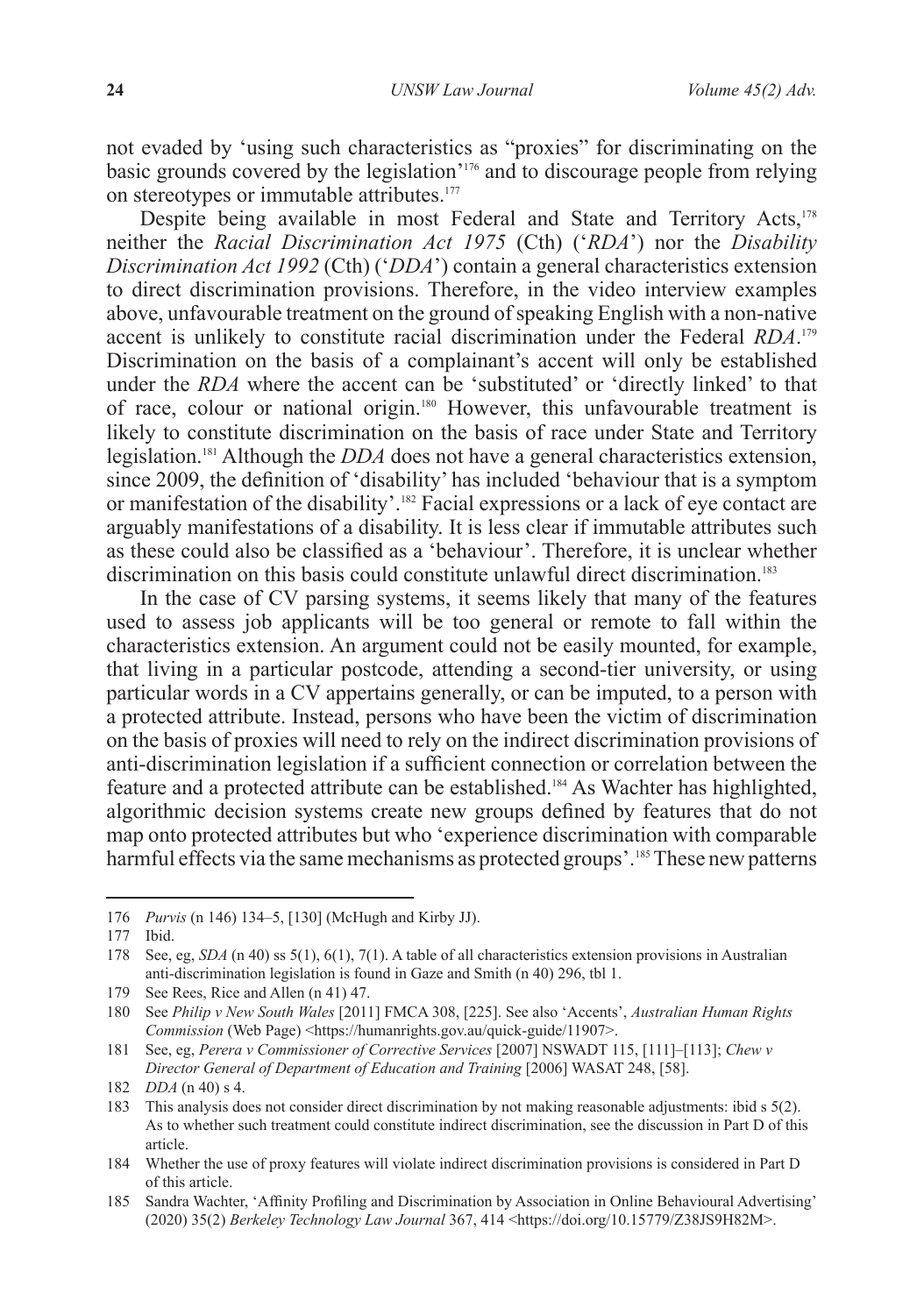not evaded by 'using such characteristics as "proxies" for discriminating on the basic grounds covered by the legislation'[176] and to discourage people from relying on stereotypes or immutable attributes.[177]

Despite being available in most Federal and State and Territory Acts,[178] neither the *Racial Discrimination Act 1975* (Cth) ('*RDA*') nor the *Disability Discrimination Act 1992* (Cth) ('*DDA*') contain a general characteristics extension to direct discrimination provisions. Therefore, in the video interview examples above, unfavourable treatment on the ground of speaking English with a non-native accent is unlikely to constitute racial discrimination under the Federal *RDA*.[179] Discrimination on the basis of a complainant's accent will only be established under the *RDA* where the accent can be 'substituted' or 'directly linked' to that of race, colour or national origin.[180] However, this unfavourable treatment is likely to constitute discrimination on the basis of race under State and Territory legislation.[181] Although the *DDA* does not have a general characteristics extension, since 2009, the definition of 'disability' has included 'behaviour that is a symptom or manifestation of the disability'.[182] Facial expressions or a lack of eye contact are arguably manifestations of a disability. It is less clear if immutable attributes such as these could also be classified as a 'behaviour'. Therefore, it is unclear whether discrimination on this basis could constitute unlawful direct discrimination.[183]

In the case of CV parsing systems, it seems likely that many of the features used to assess job applicants will be too general or remote to fall within the characteristics extension. An argument could not be easily mounted, for example, that living in a particular postcode, attending a second-tier university, or using particular words in a CV appertains generally, or can be imputed, to a person with a protected attribute. Instead, persons who have been the victim of discrimination on the basis of proxies will need to rely on the indirect discrimination provisions of anti-discrimination legislation if a sufficient connection or correlation between the feature and a protected attribute can be established.[184] As Wachter has highlighted, algorithmic decision systems create new groups defined by features that do not map onto protected attributes but who 'experience discrimination with comparable harmful effects via the same mechanisms as protected groups'.[185] These new patterns

---

176 *Purvis* (n 146) 134–5, [130] (McHugh and Kirby JJ).

177 Ibid.

178 See, eg, *SDA* (n 40) ss 5(1), 6(1), 7(1). A table of all characteristics extension provisions in Australian anti-discrimination legislation is found in Gaze and Smith (n 40) 296, tbl 1.

179 See Rees, Rice and Allen (n 41) 47.

180 See *Philip v New South Wales* [2011] FMCA 308, [225]. See also 'Accents', *Australian Human Rights Commission* (Web Page) <https://humanrights.gov.au/quick-guide/11907>.

181 See, eg, *Perera v Commissioner of Corrective Services* [2007] NSWADT 115, [111]–[113]; *Chew v Director General of Department of Education and Training* [2006] WASAT 248, [58].

182 *DDA* (n 40) s 4.

183 This analysis does not consider direct discrimination by not making reasonable adjustments: ibid s 5(2). As to whether such treatment could constitute indirect discrimination, see the discussion in Part D of this article.

184 Whether the use of proxy features will violate indirect discrimination provisions is considered in Part D of this article.

185 Sandra Wachter, 'Affinity Profiling and Discrimination by Association in Online Behavioural Advertising' (2020) 35(2) *Berkeley Technology Law Journal* 367, 414 <https://doi.org/10.15779/Z38JS9H82M>.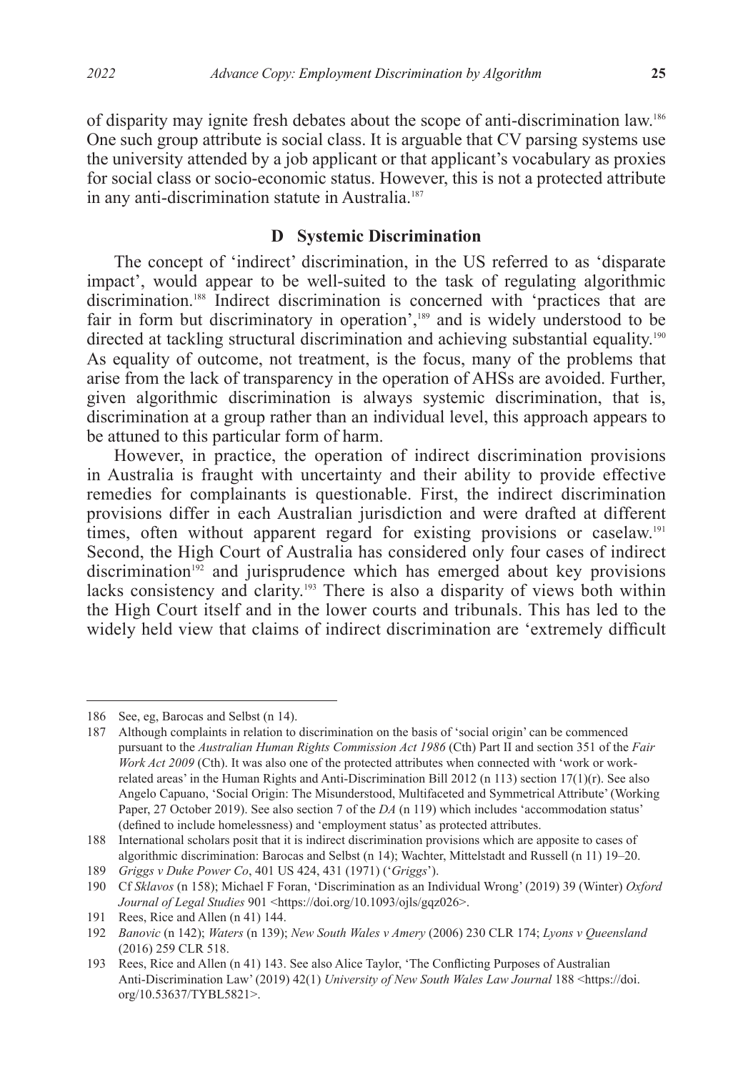of disparity may ignite fresh debates about the scope of anti-discrimination law.[186] One such group attribute is social class. It is arguable that CV parsing systems use the university attended by a job applicant or that applicant's vocabulary as proxies for social class or socio-economic status. However, this is not a protected attribute in any anti-discrimination statute in Australia.[187]

### D Systemic Discrimination

The concept of 'indirect' discrimination, in the US referred to as 'disparate impact', would appear to be well-suited to the task of regulating algorithmic discrimination.[188] Indirect discrimination is concerned with 'practices that are fair in form but discriminatory in operation',[189] and is widely understood to be directed at tackling structural discrimination and achieving substantial equality.[190] As equality of outcome, not treatment, is the focus, many of the problems that arise from the lack of transparency in the operation of AHSs are avoided. Further, given algorithmic discrimination is always systemic discrimination, that is, discrimination at a group rather than an individual level, this approach appears to be attuned to this particular form of harm.

However, in practice, the operation of indirect discrimination provisions in Australia is fraught with uncertainty and their ability to provide effective remedies for complainants is questionable. First, the indirect discrimination provisions differ in each Australian jurisdiction and were drafted at different times, often without apparent regard for existing provisions or caselaw.[191] Second, the High Court of Australia has considered only four cases of indirect discrimination[192] and jurisprudence which has emerged about key provisions lacks consistency and clarity.[193] There is also a disparity of views both within the High Court itself and in the lower courts and tribunals. This has led to the widely held view that claims of indirect discrimination are 'extremely difficult

---

186 See, eg, Barocas and Selbst (n 14).

187 Although complaints in relation to discrimination on the basis of 'social origin' can be commenced pursuant to the *Australian Human Rights Commission Act 1986* (Cth) Part II and section 351 of the *Fair Work Act 2009* (Cth). It was also one of the protected attributes when connected with 'work or work-related areas' in the Human Rights and Anti-Discrimination Bill 2012 (n 113) section 17(1)(r). See also Angelo Capuano, 'Social Origin: The Misunderstood, Multifaceted and Symmetrical Attribute' (Working Paper, 27 October 2019). See also section 7 of the *DA* (n 119) which includes 'accommodation status' (defined to include homelessness) and 'employment status' as protected attributes.

188 International scholars posit that it is indirect discrimination provisions which are apposite to cases of algorithmic discrimination: Barocas and Selbst (n 14); Wachter, Mittelstadt and Russell (n 11) 19–20.

189 *Griggs v Duke Power Co*, 401 US 424, 431 (1971) ('*Griggs*').

190 Cf *Sklavos* (n 158); Michael F Foran, 'Discrimination as an Individual Wrong' (2019) 39 (Winter) *Oxford Journal of Legal Studies* 901 <https://doi.org/10.1093/ojls/gqz026>.

191 Rees, Rice and Allen (n 41) 144.

192 *Banovic* (n 142); *Waters* (n 139); *New South Wales v Amery* (2006) 230 CLR 174; *Lyons v Queensland* (2016) 259 CLR 518.

193 Rees, Rice and Allen (n 41) 143. See also Alice Taylor, 'The Conflicting Purposes of Australian Anti-Discrimination Law' (2019) 42(1) *University of New South Wales Law Journal* 188 <https://doi.org/10.53637/TYBL5821>.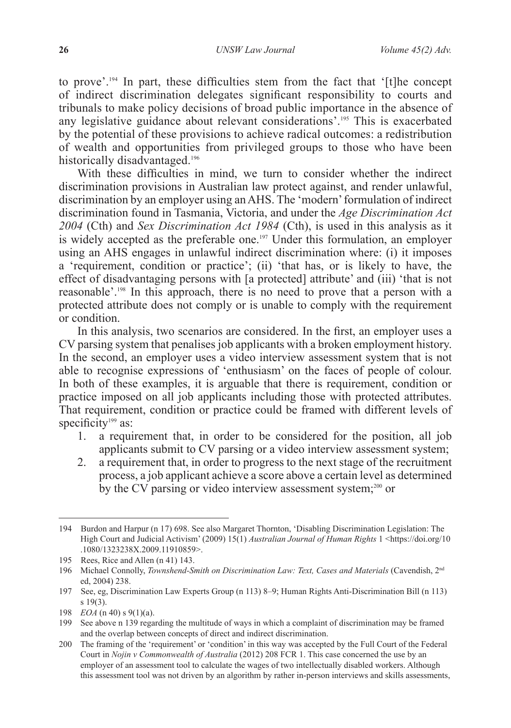to prove'.[194] In part, these difficulties stem from the fact that '[t]he concept of indirect discrimination delegates significant responsibility to courts and tribunals to make policy decisions of broad public importance in the absence of any legislative guidance about relevant considerations'.[195] This is exacerbated by the potential of these provisions to achieve radical outcomes: a redistribution of wealth and opportunities from privileged groups to those who have been historically disadvantaged.[196]

With these difficulties in mind, we turn to consider whether the indirect discrimination provisions in Australian law protect against, and render unlawful, discrimination by an employer using an AHS. The 'modern' formulation of indirect discrimination found in Tasmania, Victoria, and under the *Age Discrimination Act 2004* (Cth) and *Sex Discrimination Act 1984* (Cth), is used in this analysis as it is widely accepted as the preferable one.[197] Under this formulation, an employer using an AHS engages in unlawful indirect discrimination where: (i) it imposes a 'requirement, condition or practice'; (ii) 'that has, or is likely to have, the effect of disadvantaging persons with [a protected] attribute' and (iii) 'that is not reasonable'.[198] In this approach, there is no need to prove that a person with a protected attribute does not comply or is unable to comply with the requirement or condition.

In this analysis, two scenarios are considered. In the first, an employer uses a CV parsing system that penalises job applicants with a broken employment history. In the second, an employer uses a video interview assessment system that is not able to recognise expressions of 'enthusiasm' on the faces of people of colour. In both of these examples, it is arguable that there is requirement, condition or practice imposed on all job applicants including those with protected attributes. That requirement, condition or practice could be framed with different levels of specificity[199] as:

1. a requirement that, in order to be considered for the position, all job applicants submit to CV parsing or a video interview assessment system;
2. a requirement that, in order to progress to the next stage of the recruitment process, a job applicant achieve a score above a certain level as determined by the CV parsing or video interview assessment system;[200] or

---

194 Burdon and Harpur (n 17) 698. See also Margaret Thornton, 'Disabling Discrimination Legislation: The High Court and Judicial Activism' (2009) 15(1) *Australian Journal of Human Rights* 1 <https://doi.org/10.1080/1323238X.2009.11910859>.

195 Rees, Rice and Allen (n 41) 143.

196 Michael Connolly, *Townshend-Smith on Discrimination Law: Text, Cases and Materials* (Cavendish, 2nd ed, 2004) 238.

197 See, eg, Discrimination Law Experts Group (n 113) 8–9; Human Rights Anti-Discrimination Bill (n 113) s 19(3).

198 *EOA* (n 40) s 9(1)(a).

199 See above n 139 regarding the multitude of ways in which a complaint of discrimination may be framed and the overlap between concepts of direct and indirect discrimination.

200 The framing of the 'requirement' or 'condition' in this way was accepted by the Full Court of the Federal Court in *Nojin v Commonwealth of Australia* (2012) 208 FCR 1. This case concerned the use by an employer of an assessment tool to calculate the wages of two intellectually disabled workers. Although this assessment tool was not driven by an algorithm by rather in-person interviews and skills assessments,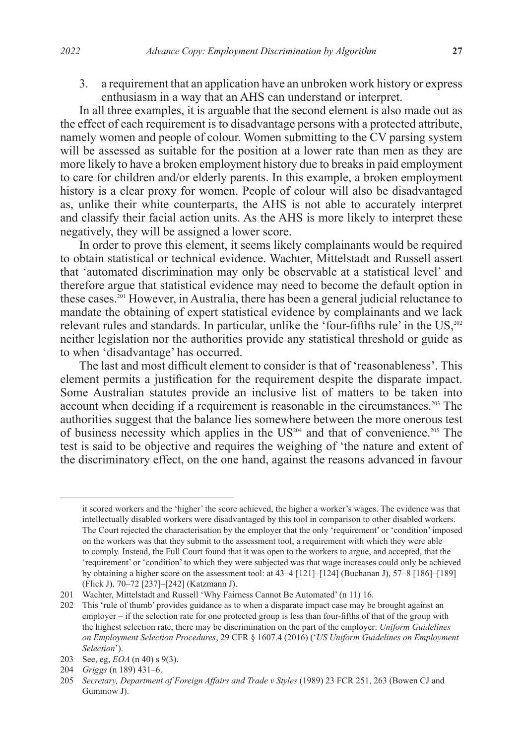3. a requirement that an application have an unbroken work history or express enthusiasm in a way that an AHS can understand or interpret.

In all three examples, it is arguable that the second element is also made out as the effect of each requirement is to disadvantage persons with a protected attribute, namely women and people of colour. Women submitting to the CV parsing system will be assessed as suitable for the position at a lower rate than men as they are more likely to have a broken employment history due to breaks in paid employment to care for children and/or elderly parents. In this example, a broken employment history is a clear proxy for women. People of colour will also be disadvantaged as, unlike their white counterparts, the AHS is not able to accurately interpret and classify their facial action units. As the AHS is more likely to interpret these negatively, they will be assigned a lower score.

In order to prove this element, it seems likely complainants would be required to obtain statistical or technical evidence. Wachter, Mittelstadt and Russell assert that 'automated discrimination may only be observable at a statistical level' and therefore argue that statistical evidence may need to become the default option in these cases.[201] However, in Australia, there has been a general judicial reluctance to mandate the obtaining of expert statistical evidence by complainants and we lack relevant rules and standards. In particular, unlike the 'four-fifths rule' in the US,[202] neither legislation nor the authorities provide any statistical threshold or guide as to when 'disadvantage' has occurred.

The last and most difficult element to consider is that of 'reasonableness'. This element permits a justification for the requirement despite the disparate impact. Some Australian statutes provide an inclusive list of matters to be taken into account when deciding if a requirement is reasonable in the circumstances.[203] The authorities suggest that the balance lies somewhere between the more onerous test of business necessity which applies in the US[204] and that of convenience.[205] The test is said to be objective and requires the weighing of 'the nature and extent of the discriminatory effect, on the one hand, against the reasons advanced in favour

---

it scored workers and the 'higher' the score achieved, the higher a worker's wages. The evidence was that intellectually disabled workers were disadvantaged by this tool in comparison to other disabled workers. The Court rejected the characterisation by the employer that the only 'requirement' or 'condition' imposed on the workers was that they submit to the assessment tool, a requirement with which they were able to comply. Instead, the Full Court found that it was open to the workers to argue, and accepted, that the 'requirement' or 'condition' to which they were subjected was that wage increases could only be achieved by obtaining a higher score on the assessment tool: at 43–4 [121]–[124] (Buchanan J), 57–8 [186]–[189] (Flick J), 70–72 [237]–[242] (Katzmann J).

201 Wachter, Mittelstadt and Russell 'Why Fairness Cannot Be Automated' (n 11) 16.

202 This 'rule of thumb' provides guidance as to when a disparate impact case may be brought against an employer – if the selection rate for one protected group is less than four-fifths of that of the group with the highest selection rate, there may be discrimination on the part of the employer: *Uniform Guidelines on Employment Selection Procedures*, 29 CFR § 1607.4 (2016) ('*US Uniform Guidelines on Employment Selection*').

203 See, eg, *EOA* (n 40) s 9(3).

204 *Griggs* (n 189) 431–6.

205 *Secretary, Department of Foreign Affairs and Trade v Styles* (1989) 23 FCR 251, 263 (Bowen CJ and Gummow J).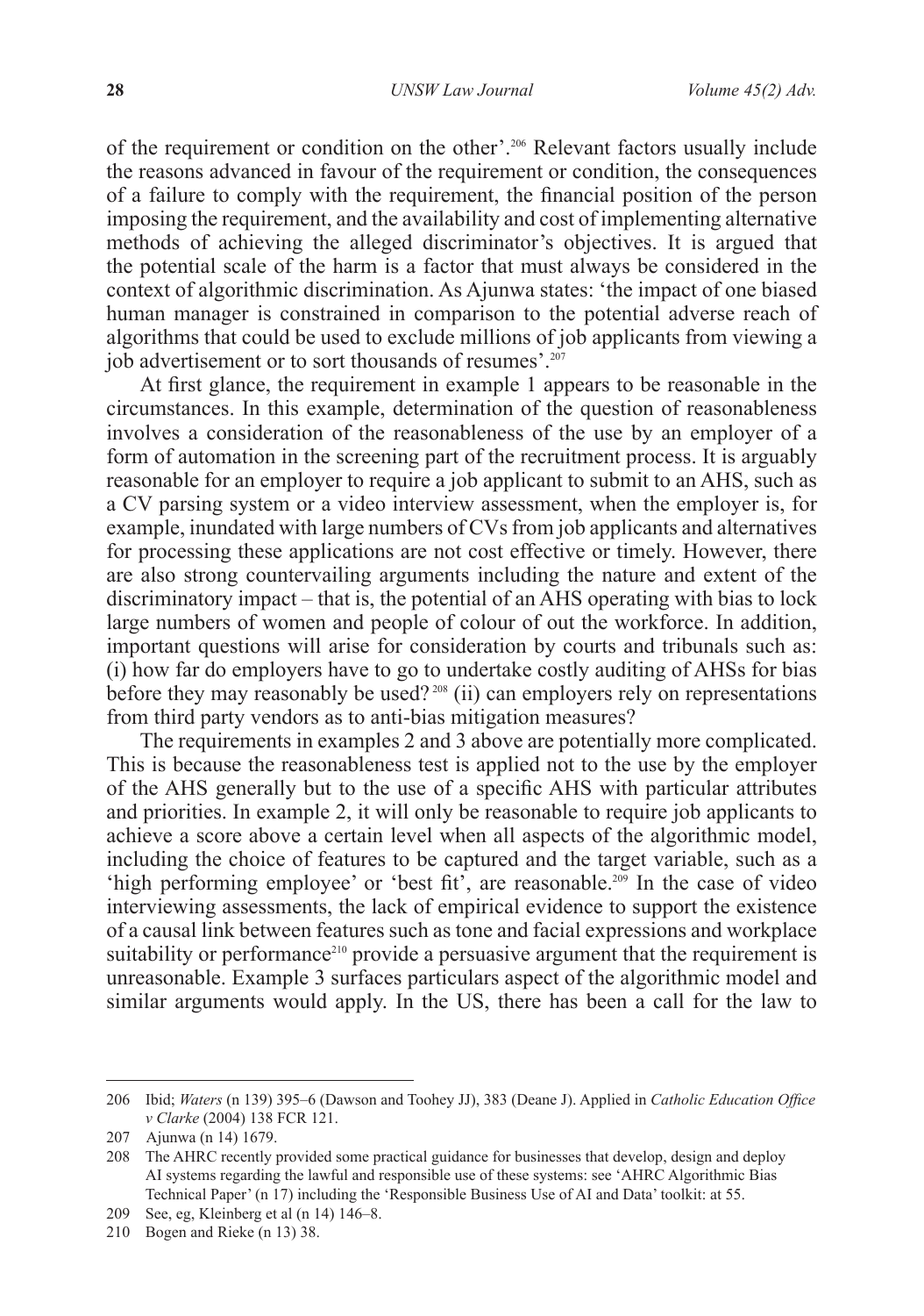of the requirement or condition on the other'.[206] Relevant factors usually include the reasons advanced in favour of the requirement or condition, the consequences of a failure to comply with the requirement, the financial position of the person imposing the requirement, and the availability and cost of implementing alternative methods of achieving the alleged discriminator's objectives. It is argued that the potential scale of the harm is a factor that must always be considered in the context of algorithmic discrimination. As Ajunwa states: 'the impact of one biased human manager is constrained in comparison to the potential adverse reach of algorithms that could be used to exclude millions of job applicants from viewing a job advertisement or to sort thousands of resumes'.[207]

At first glance, the requirement in example 1 appears to be reasonable in the circumstances. In this example, determination of the question of reasonableness involves a consideration of the reasonableness of the use by an employer of a form of automation in the screening part of the recruitment process. It is arguably reasonable for an employer to require a job applicant to submit to an AHS, such as a CV parsing system or a video interview assessment, when the employer is, for example, inundated with large numbers of CVs from job applicants and alternatives for processing these applications are not cost effective or timely. However, there are also strong countervailing arguments including the nature and extent of the discriminatory impact – that is, the potential of an AHS operating with bias to lock large numbers of women and people of colour of out the workforce. In addition, important questions will arise for consideration by courts and tribunals such as: (i) how far do employers have to go to undertake costly auditing of AHSs for bias before they may reasonably be used?[208] (ii) can employers rely on representations from third party vendors as to anti-bias mitigation measures?

The requirements in examples 2 and 3 above are potentially more complicated. This is because the reasonableness test is applied not to the use by the employer of the AHS generally but to the use of a specific AHS with particular attributes and priorities. In example 2, it will only be reasonable to require job applicants to achieve a score above a certain level when all aspects of the algorithmic model, including the choice of features to be captured and the target variable, such as a 'high performing employee' or 'best fit', are reasonable.[209] In the case of video interviewing assessments, the lack of empirical evidence to support the existence of a causal link between features such as tone and facial expressions and workplace suitability or performance[210] provide a persuasive argument that the requirement is unreasonable. Example 3 surfaces particulars aspect of the algorithmic model and similar arguments would apply. In the US, there has been a call for the law to

---

206 Ibid; *Waters* (n 139) 395–6 (Dawson and Toohey JJ), 383 (Deane J). Applied in *Catholic Education Office v Clarke* (2004) 138 FCR 121.

207 Ajunwa (n 14) 1679.

208 The AHRC recently provided some practical guidance for businesses that develop, design and deploy AI systems regarding the lawful and responsible use of these systems: see 'AHRC Algorithmic Bias Technical Paper' (n 17) including the 'Responsible Business Use of AI and Data' toolkit: at 55.

209 See, eg, Kleinberg et al (n 14) 146–8.

210 Bogen and Rieke (n 13) 38.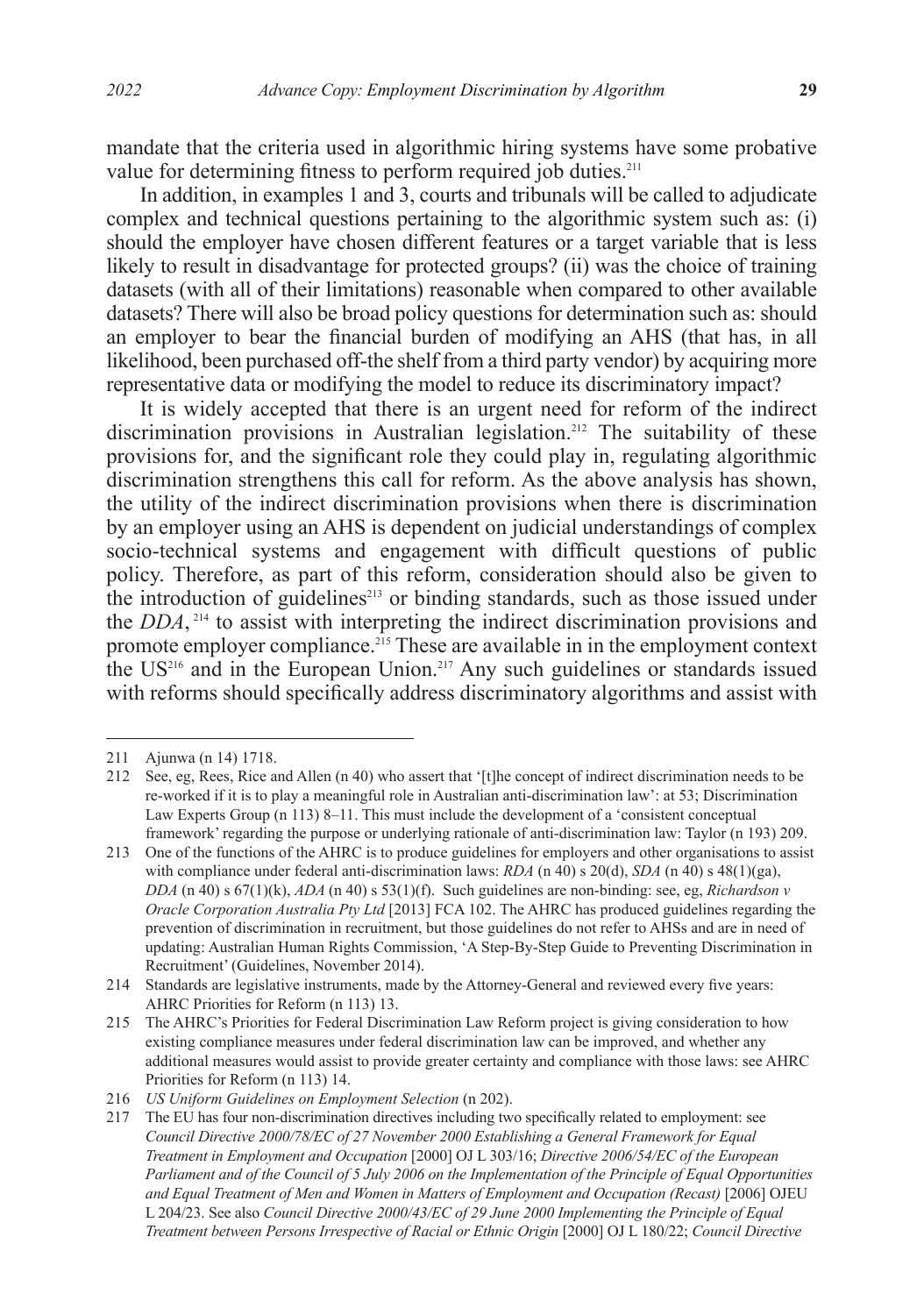mandate that the criteria used in algorithmic hiring systems have some probative value for determining fitness to perform required job duties.[211]

In addition, in examples 1 and 3, courts and tribunals will be called to adjudicate complex and technical questions pertaining to the algorithmic system such as: (i) should the employer have chosen different features or a target variable that is less likely to result in disadvantage for protected groups? (ii) was the choice of training datasets (with all of their limitations) reasonable when compared to other available datasets? There will also be broad policy questions for determination such as: should an employer to bear the financial burden of modifying an AHS (that has, in all likelihood, been purchased off-the shelf from a third party vendor) by acquiring more representative data or modifying the model to reduce its discriminatory impact?

It is widely accepted that there is an urgent need for reform of the indirect discrimination provisions in Australian legislation.[212] The suitability of these provisions for, and the significant role they could play in, regulating algorithmic discrimination strengthens this call for reform. As the above analysis has shown, the utility of the indirect discrimination provisions when there is discrimination by an employer using an AHS is dependent on judicial understandings of complex socio-technical systems and engagement with difficult questions of public policy. Therefore, as part of this reform, consideration should also be given to the introduction of guidelines[213] or binding standards, such as those issued under the *DDA*,[214] to assist with interpreting the indirect discrimination provisions and promote employer compliance.[215] These are available in in the employment context the US[216] and in the European Union.[217] Any such guidelines or standards issued with reforms should specifically address discriminatory algorithms and assist with

---

211 Ajunwa (n 14) 1718.

212 See, eg, Rees, Rice and Allen (n 40) who assert that '[t]he concept of indirect discrimination needs to be re-worked if it is to play a meaningful role in Australian anti-discrimination law': at 53; Discrimination Law Experts Group (n 113) 8–11. This must include the development of a 'consistent conceptual framework' regarding the purpose or underlying rationale of anti-discrimination law: Taylor (n 193) 209.

213 One of the functions of the AHRC is to produce guidelines for employers and other organisations to assist with compliance under federal anti-discrimination laws: *RDA* (n 40) s 20(d), *SDA* (n 40) s 48(1)(ga), *DDA* (n 40) s 67(1)(k), *ADA* (n 40) s 53(1)(f). Such guidelines are non-binding: see, eg, *Richardson v Oracle Corporation Australia Pty Ltd* [2013] FCA 102. The AHRC has produced guidelines regarding the prevention of discrimination in recruitment, but those guidelines do not refer to AHSs and are in need of updating: Australian Human Rights Commission, 'A Step-By-Step Guide to Preventing Discrimination in Recruitment' (Guidelines, November 2014).

214 Standards are legislative instruments, made by the Attorney-General and reviewed every five years: AHRC Priorities for Reform (n 113) 13.

215 The AHRC's Priorities for Federal Discrimination Law Reform project is giving consideration to how existing compliance measures under federal discrimination law can be improved, and whether any additional measures would assist to provide greater certainty and compliance with those laws: see AHRC Priorities for Reform (n 113) 14.

216 *US Uniform Guidelines on Employment Selection* (n 202).

217 The EU has four non-discrimination directives including two specifically related to employment: see *Council Directive 2000/78/EC of 27 November 2000 Establishing a General Framework for Equal Treatment in Employment and Occupation* [2000] OJ L 303/16; *Directive 2006/54/EC of the European Parliament and of the Council of 5 July 2006 on the Implementation of the Principle of Equal Opportunities and Equal Treatment of Men and Women in Matters of Employment and Occupation (Recast)* [2006] OJEU L 204/23. See also *Council Directive 2000/43/EC of 29 June 2000 Implementing the Principle of Equal Treatment between Persons Irrespective of Racial or Ethnic Origin* [2000] OJ L 180/22; *Council Directive*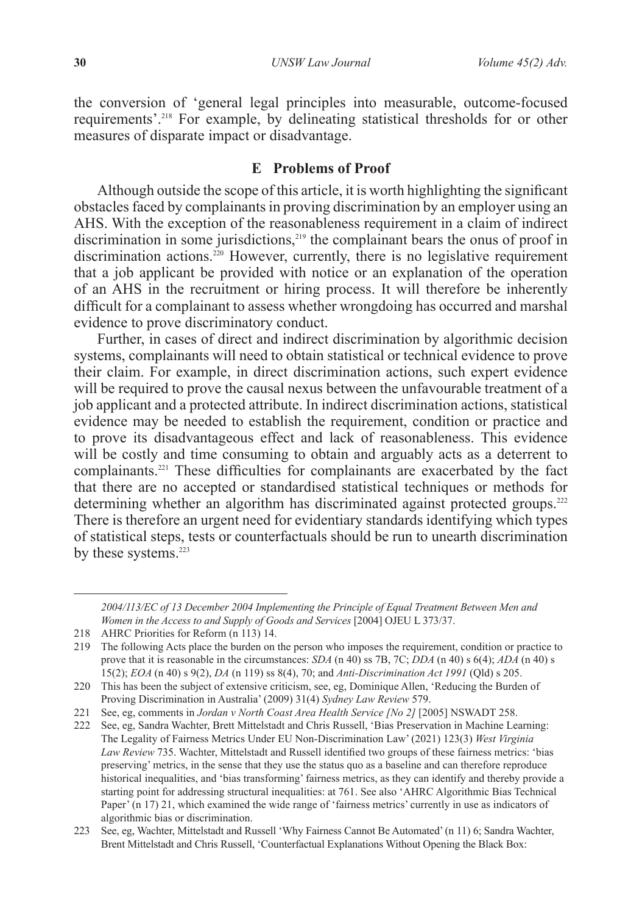the conversion of 'general legal principles into measurable, outcome-focused requirements'.[218] For example, by delineating statistical thresholds for or other measures of disparate impact or disadvantage.

### E Problems of Proof

Although outside the scope of this article, it is worth highlighting the significant obstacles faced by complainants in proving discrimination by an employer using an AHS. With the exception of the reasonableness requirement in a claim of indirect discrimination in some jurisdictions,[219] the complainant bears the onus of proof in discrimination actions.[220] However, currently, there is no legislative requirement that a job applicant be provided with notice or an explanation of the operation of an AHS in the recruitment or hiring process. It will therefore be inherently difficult for a complainant to assess whether wrongdoing has occurred and marshal evidence to prove discriminatory conduct.

Further, in cases of direct and indirect discrimination by algorithmic decision systems, complainants will need to obtain statistical or technical evidence to prove their claim. For example, in direct discrimination actions, such expert evidence will be required to prove the causal nexus between the unfavourable treatment of a job applicant and a protected attribute. In indirect discrimination actions, statistical evidence may be needed to establish the requirement, condition or practice and to prove its disadvantageous effect and lack of reasonableness. This evidence will be costly and time consuming to obtain and arguably acts as a deterrent to complainants.[221] These difficulties for complainants are exacerbated by the fact that there are no accepted or standardised statistical techniques or methods for determining whether an algorithm has discriminated against protected groups.[222] There is therefore an urgent need for evidentiary standards identifying which types of statistical steps, tests or counterfactuals should be run to unearth discrimination by these systems.[223]

---

*2004/113/EC of 13 December 2004 Implementing the Principle of Equal Treatment Between Men and Women in the Access to and Supply of Goods and Services* [2004] OJEU L 373/37.

218 AHRC Priorities for Reform (n 113) 14.

219 The following Acts place the burden on the person who imposes the requirement, condition or practice to prove that it is reasonable in the circumstances: *SDA* (n 40) ss 7B, 7C; *DDA* (n 40) s 6(4); *ADA* (n 40) s 15(2); *EOA* (n 40) s 9(2), *DA* (n 119) ss 8(4), 70; and *Anti-Discrimination Act 1991* (Qld) s 205.

220 This has been the subject of extensive criticism, see, eg, Dominique Allen, 'Reducing the Burden of Proving Discrimination in Australia' (2009) 31(4) *Sydney Law Review* 579.

221 See, eg, comments in *Jordan v North Coast Area Health Service [No 2]* [2005] NSWADT 258.

222 See, eg, Sandra Wachter, Brett Mittelstadt and Chris Russell, 'Bias Preservation in Machine Learning: The Legality of Fairness Metrics Under EU Non-Discrimination Law' (2021) 123(3) *West Virginia Law Review* 735. Wachter, Mittelstadt and Russell identified two groups of these fairness metrics: 'bias preserving' metrics, in the sense that they use the status quo as a baseline and can therefore reproduce historical inequalities, and 'bias transforming' fairness metrics, as they can identify and thereby provide a starting point for addressing structural inequalities: at 761. See also 'AHRC Algorithmic Bias Technical Paper' (n 17) 21, which examined the wide range of 'fairness metrics' currently in use as indicators of algorithmic bias or discrimination.

223 See, eg, Wachter, Mittelstadt and Russell 'Why Fairness Cannot Be Automated' (n 11) 6; Sandra Wachter, Brent Mittelstadt and Chris Russell, 'Counterfactual Explanations Without Opening the Black Box: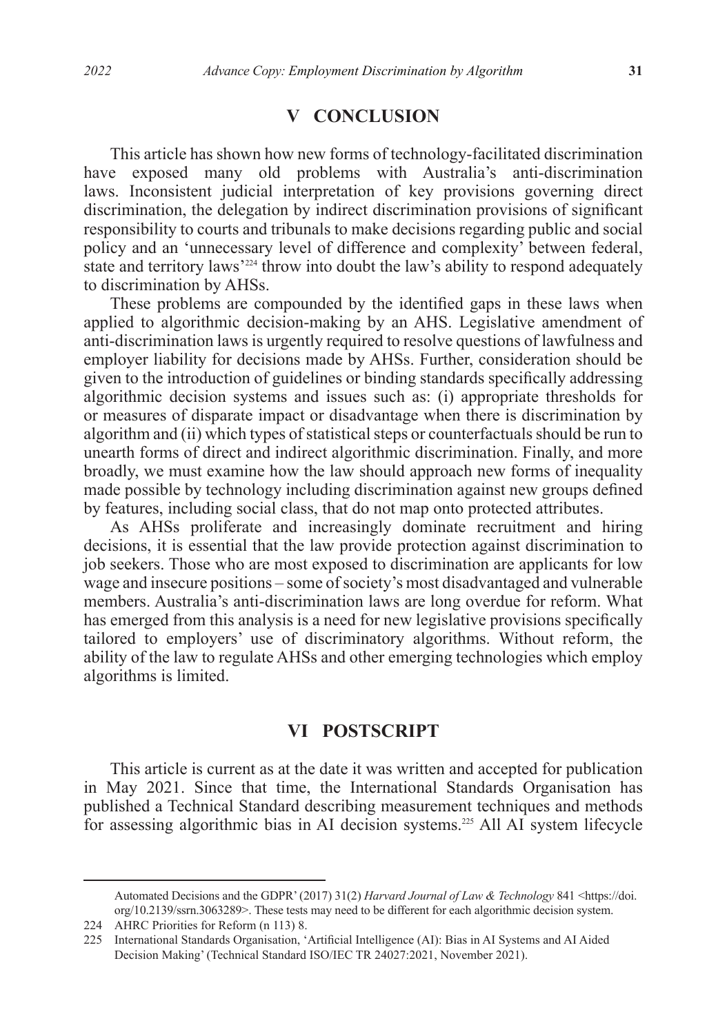## V CONCLUSION

This article has shown how new forms of technology-facilitated discrimination have exposed many old problems with Australia's anti-discrimination laws. Inconsistent judicial interpretation of key provisions governing direct discrimination, the delegation by indirect discrimination provisions of significant responsibility to courts and tribunals to make decisions regarding public and social policy and an 'unnecessary level of difference and complexity' between federal, state and territory laws'[224] throw into doubt the law's ability to respond adequately to discrimination by AHSs.

These problems are compounded by the identified gaps in these laws when applied to algorithmic decision-making by an AHS. Legislative amendment of anti-discrimination laws is urgently required to resolve questions of lawfulness and employer liability for decisions made by AHSs. Further, consideration should be given to the introduction of guidelines or binding standards specifically addressing algorithmic decision systems and issues such as: (i) appropriate thresholds for or measures of disparate impact or disadvantage when there is discrimination by algorithm and (ii) which types of statistical steps or counterfactuals should be run to unearth forms of direct and indirect algorithmic discrimination. Finally, and more broadly, we must examine how the law should approach new forms of inequality made possible by technology including discrimination against new groups defined by features, including social class, that do not map onto protected attributes.

As AHSs proliferate and increasingly dominate recruitment and hiring decisions, it is essential that the law provide protection against discrimination to job seekers. Those who are most exposed to discrimination are applicants for low wage and insecure positions – some of society's most disadvantaged and vulnerable members. Australia's anti-discrimination laws are long overdue for reform. What has emerged from this analysis is a need for new legislative provisions specifically tailored to employers' use of discriminatory algorithms. Without reform, the ability of the law to regulate AHSs and other emerging technologies which employ algorithms is limited.

## VI POSTSCRIPT

This article is current as at the date it was written and accepted for publication in May 2021. Since that time, the International Standards Organisation has published a Technical Standard describing measurement techniques and methods for assessing algorithmic bias in AI decision systems.[225] All AI system lifecycle

---

Automated Decisions and the GDPR' (2017) 31(2) *Harvard Journal of Law & Technology* 841 <https://doi.org/10.2139/ssrn.3063289>. These tests may need to be different for each algorithmic decision system.

224 AHRC Priorities for Reform (n 113) 8.

225 International Standards Organisation, 'Artificial Intelligence (AI): Bias in AI Systems and AI Aided Decision Making' (Technical Standard ISO/IEC TR 24027:2021, November 2021).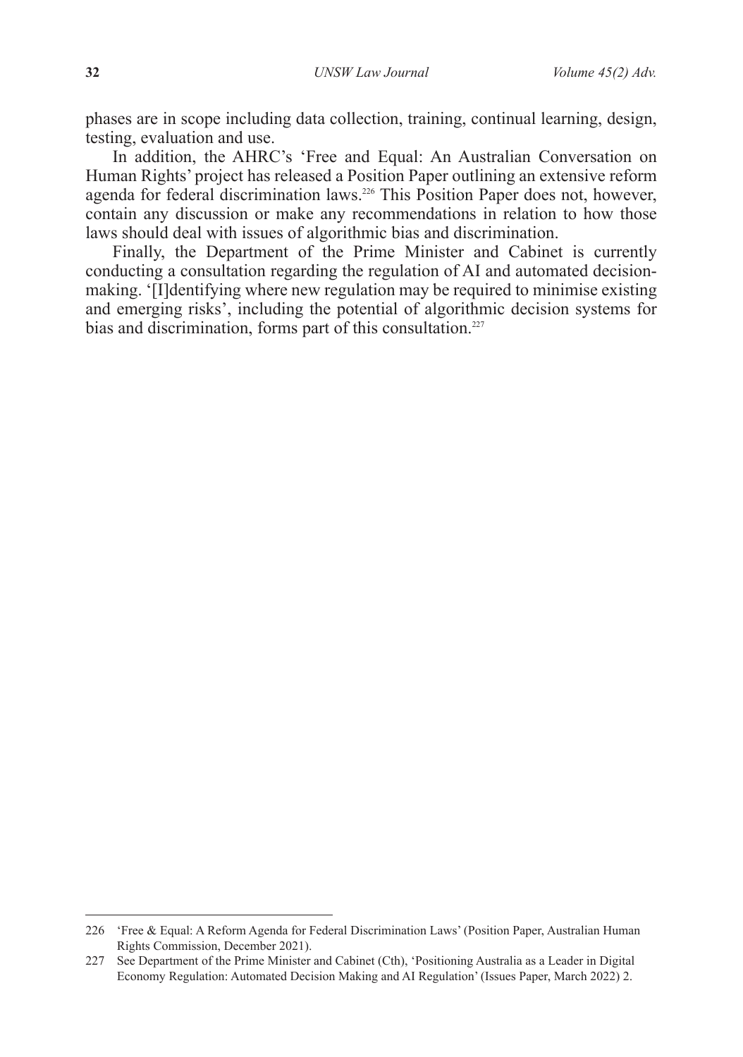phases are in scope including data collection, training, continual learning, design, testing, evaluation and use.

In addition, the AHRC's 'Free and Equal: An Australian Conversation on Human Rights' project has released a Position Paper outlining an extensive reform agenda for federal discrimination laws.[226] This Position Paper does not, however, contain any discussion or make any recommendations in relation to how those laws should deal with issues of algorithmic bias and discrimination.

Finally, the Department of the Prime Minister and Cabinet is currently conducting a consultation regarding the regulation of AI and automated decision-making. '[I]dentifying where new regulation may be required to minimise existing and emerging risks', including the potential of algorithmic decision systems for bias and discrimination, forms part of this consultation.[227]

---

226 'Free & Equal: A Reform Agenda for Federal Discrimination Laws' (Position Paper, Australian Human Rights Commission, December 2021).

227 See Department of the Prime Minister and Cabinet (Cth), 'Positioning Australia as a Leader in Digital Economy Regulation: Automated Decision Making and AI Regulation' (Issues Paper, March 2022) 2.